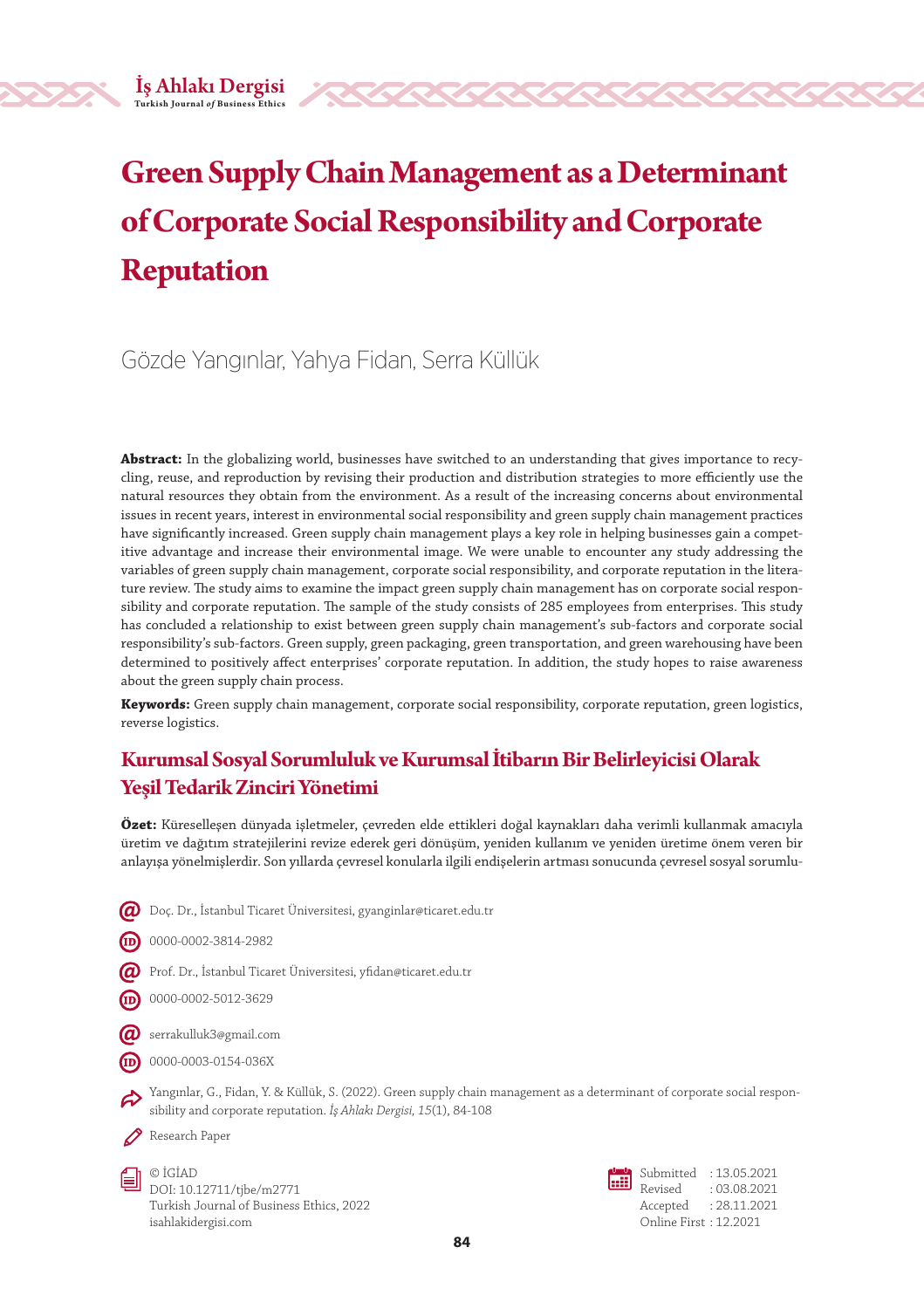# Green Supply Chain Management as a Determinant of Corporate Social Responsibility and Corporate Reputation

Gözde Yangınlar, Yahya Fidan, Serra Küllük

**Abstract:** In the globalizing world, businesses have switched to an understanding that gives importance to recycling, reuse, and reproduction by revising their production and distribution strategies to more efficiently use the natural resources they obtain from the environment. As a result of the increasing concerns about environmental issues in recent years, interest in environmental social responsibility and green supply chain management practices have significantly increased. Green supply chain management plays a key role in helping businesses gain a competitive advantage and increase their environmental image. We were unable to encounter any study addressing the variables of green supply chain management, corporate social responsibility, and corporate reputation in the literature review. The study aims to examine the impact green supply chain management has on corporate social responsibility and corporate reputation. The sample of the study consists of 285 employees from enterprises. This study has concluded a relationship to exist between green supply chain management's sub-factors and corporate social responsibility's sub-factors. Green supply, green packaging, green transportation, and green warehousing have been determined to positively affect enterprises' corporate reputation. In addition, the study hopes to raise awareness about the green supply chain process.

**Keywords:** Green supply chain management, corporate social responsibility, corporate reputation, green logistics, reverse logistics.

## Kurumsal Sosyal Sorumluluk ve Kurumsal İtibarın Bir Belirleyicisi Olarak Yeşil Tedarik Zinciri Yönetimi

**Özet:** Küreselleşen dünyada işletmeler, çevreden elde ettikleri doğal kaynakları daha verimli kullanmak amacıyla üretim ve dağıtım stratejilerini revize ederek geri dönüşüm, yeniden kullanım ve yeniden üretime önem veren bir anlayışa yönelmişlerdir. Son yıllarda çevresel konularla ilgili endişelerin artması sonucunda çevresel sosyal sorumlu-

Doç. Dr., İstanbul Ticaret Üniversitesi, gyanginlar@ticaret.edu.tr

0000-0002-3814-2982

Prof. Dr., İstanbul Ticaret Üniversitesi, yfidan@ticaret.edu.tr

0000-0002-5012-3629

serrakulluk3@gmail.com

0000-0003-0154-036X

Yangınlar, G., Fidan, Y. & Küllük, S. (2022). Green supply chain management as a determinant of corporate social responsibility and corporate reputation. *İş Ahlakı Dergisi, 15*(1), 84-108

Research Paper

© İGİAD
DOI: 10.12711/tjbe/m2771
Turkish Journal of Business Ethics, 2022
isahlakidergisi.com

Submitted : 13.05.2021
Revised : 03.08.2021
Accepted : 28.11.2021
Online First : 12.2021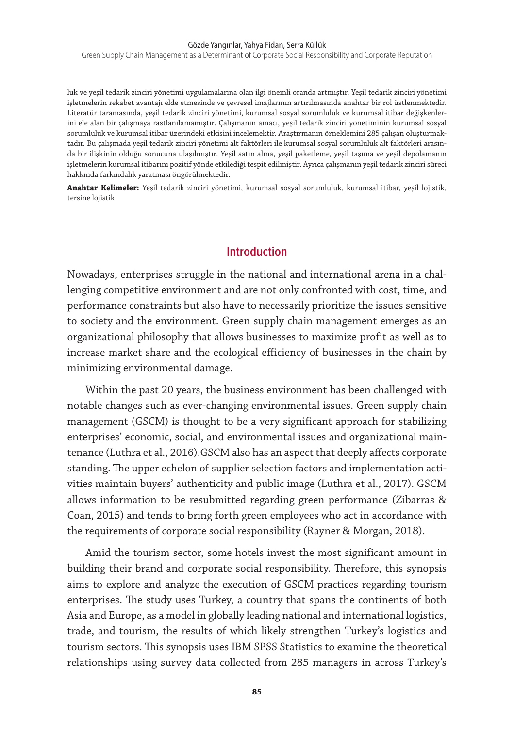luk ve yeşil tedarik zinciri yönetimi uygulamalarına olan ilgi önemli oranda artmıştır. Yeşil tedarik zinciri yönetimi işletmelerin rekabet avantajı elde etmesinde ve çevresel imajlarının artırılmasında anahtar bir rol üstlenmektedir. Literatür taramasında, yeşil tedarik zinciri yönetimi, kurumsal sosyal sorumluluk ve kurumsal itibar değişkenlerini ele alan bir çalışmaya rastlanılamamıştır. Çalışmanın amacı, yeşil tedarik zinciri yönetiminin kurumsal sosyal sorumluluk ve kurumsal itibar üzerindeki etkisini incelemektir. Araştırmanın örneklemini 285 çalışan oluşturmaktadır. Bu çalışmada yeşil tedarik zinciri yönetimi alt faktörleri ile kurumsal sosyal sorumluluk alt faktörleri arasında bir ilişkinin olduğu sonucuna ulaşılmıştır. Yeşil satın alma, yeşil paketleme, yeşil taşıma ve yeşil depolamanın işletmelerin kurumsal itibarını pozitif yönde etkilediği tespit edilmiştir. Ayrıca çalışmanın yeşil tedarik zinciri süreci hakkında farkındalık yaratması öngörülmektedir.

**Anahtar Kelimeler:** Yeşil tedarik zinciri yönetimi, kurumsal sosyal sorumluluk, kurumsal itibar, yeşil lojistik, tersine lojistik.

## Introduction

Nowadays, enterprises struggle in the national and international arena in a challenging competitive environment and are not only confronted with cost, time, and performance constraints but also have to necessarily prioritize the issues sensitive to society and the environment. Green supply chain management emerges as an organizational philosophy that allows businesses to maximize profit as well as to increase market share and the ecological efficiency of businesses in the chain by minimizing environmental damage.

Within the past 20 years, the business environment has been challenged with notable changes such as ever-changing environmental issues. Green supply chain management (GSCM) is thought to be a very significant approach for stabilizing enterprises' economic, social, and environmental issues and organizational maintenance (Luthra et al., 2016).GSCM also has an aspect that deeply affects corporate standing. The upper echelon of supplier selection factors and implementation activities maintain buyers' authenticity and public image (Luthra et al., 2017). GSCM allows information to be resubmitted regarding green performance (Zibarras & Coan, 2015) and tends to bring forth green employees who act in accordance with the requirements of corporate social responsibility (Rayner & Morgan, 2018).

Amid the tourism sector, some hotels invest the most significant amount in building their brand and corporate social responsibility. Therefore, this synopsis aims to explore and analyze the execution of GSCM practices regarding tourism enterprises. The study uses Turkey, a country that spans the continents of both Asia and Europe, as a model in globally leading national and international logistics, trade, and tourism, the results of which likely strengthen Turkey's logistics and tourism sectors. This synopsis uses IBM SPSS Statistics to examine the theoretical relationships using survey data collected from 285 managers in across Turkey's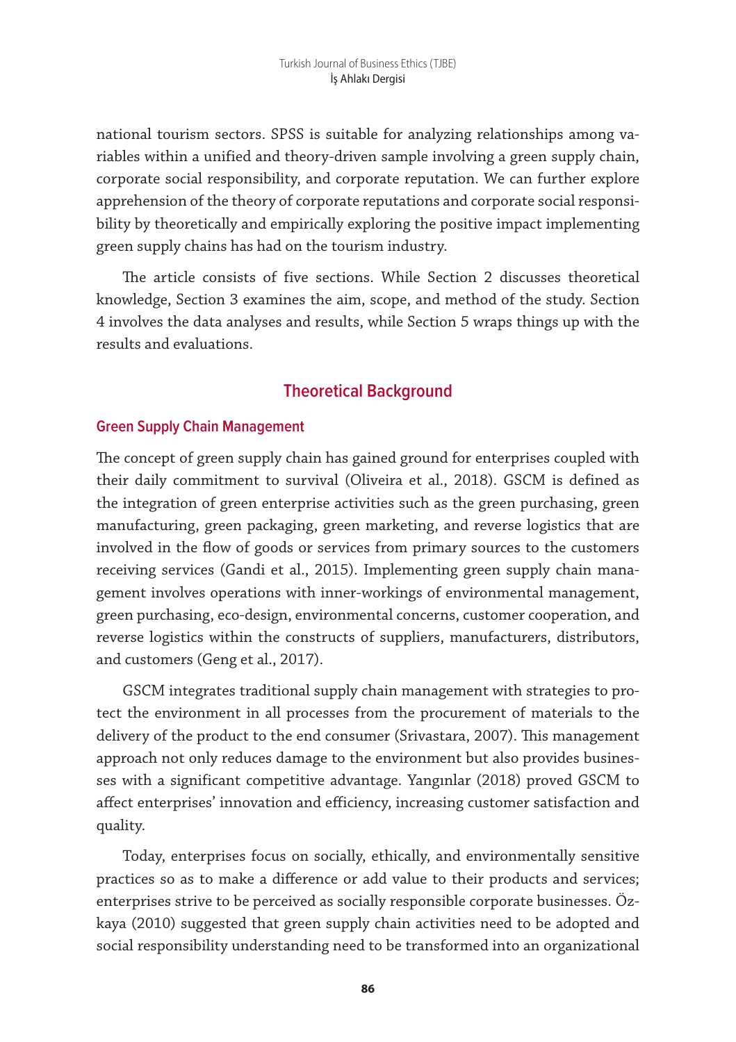national tourism sectors. SPSS is suitable for analyzing relationships among variables within a unified and theory-driven sample involving a green supply chain, corporate social responsibility, and corporate reputation. We can further explore apprehension of the theory of corporate reputations and corporate social responsibility by theoretically and empirically exploring the positive impact implementing green supply chains has had on the tourism industry.

The article consists of five sections. While Section 2 discusses theoretical knowledge, Section 3 examines the aim, scope, and method of the study. Section 4 involves the data analyses and results, while Section 5 wraps things up with the results and evaluations.

## Theoretical Background

### Green Supply Chain Management

The concept of green supply chain has gained ground for enterprises coupled with their daily commitment to survival (Oliveira et al., 2018). GSCM is defined as the integration of green enterprise activities such as the green purchasing, green manufacturing, green packaging, green marketing, and reverse logistics that are involved in the flow of goods or services from primary sources to the customers receiving services (Gandi et al., 2015). Implementing green supply chain management involves operations with inner-workings of environmental management, green purchasing, eco-design, environmental concerns, customer cooperation, and reverse logistics within the constructs of suppliers, manufacturers, distributors, and customers (Geng et al., 2017).

GSCM integrates traditional supply chain management with strategies to protect the environment in all processes from the procurement of materials to the delivery of the product to the end consumer (Srivastara, 2007). This management approach not only reduces damage to the environment but also provides businesses with a significant competitive advantage. Yangınlar (2018) proved GSCM to affect enterprises' innovation and efficiency, increasing customer satisfaction and quality.

Today, enterprises focus on socially, ethically, and environmentally sensitive practices so as to make a difference or add value to their products and services; enterprises strive to be perceived as socially responsible corporate businesses. Özkaya (2010) suggested that green supply chain activities need to be adopted and social responsibility understanding need to be transformed into an organizational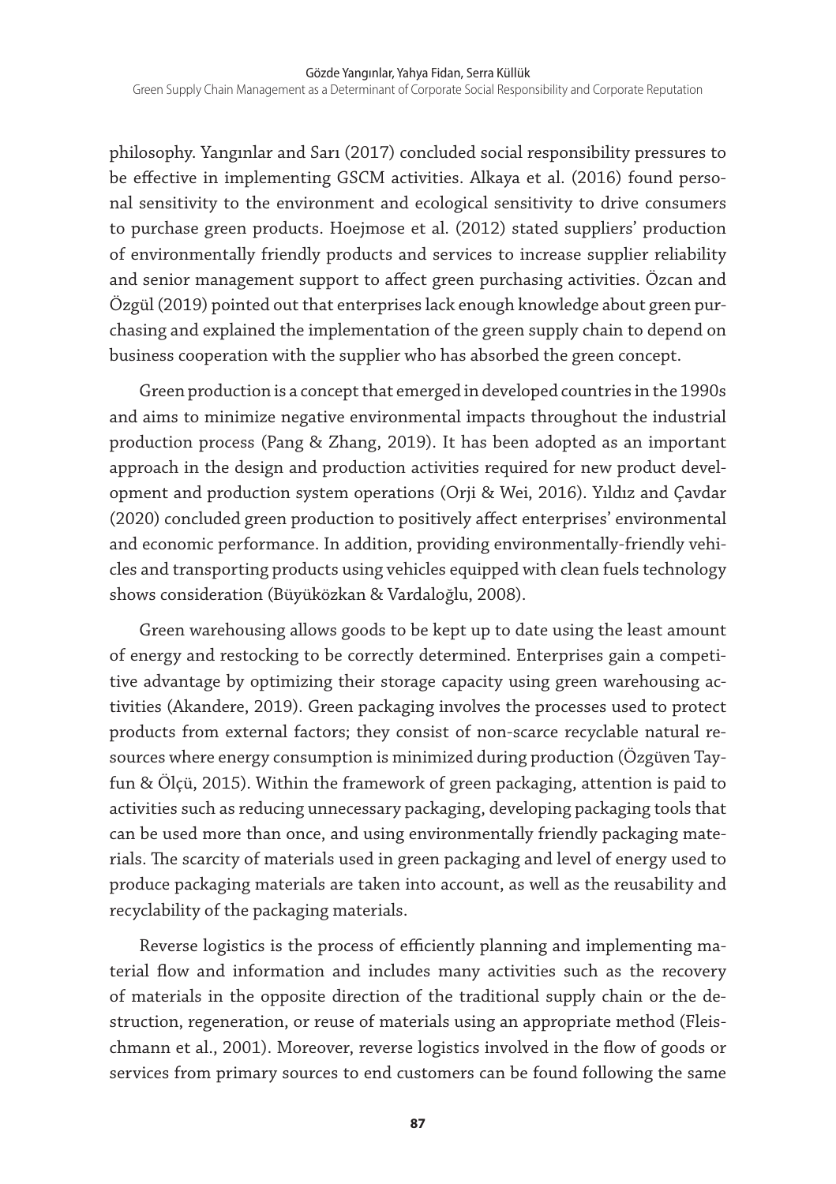philosophy. Yangınlar and Sarı (2017) concluded social responsibility pressures to be effective in implementing GSCM activities. Alkaya et al. (2016) found personal sensitivity to the environment and ecological sensitivity to drive consumers to purchase green products. Hoejmose et al. (2012) stated suppliers' production of environmentally friendly products and services to increase supplier reliability and senior management support to affect green purchasing activities. Özcan and Özgül (2019) pointed out that enterprises lack enough knowledge about green purchasing and explained the implementation of the green supply chain to depend on business cooperation with the supplier who has absorbed the green concept.

Green production is a concept that emerged in developed countries in the 1990s and aims to minimize negative environmental impacts throughout the industrial production process (Pang & Zhang, 2019). It has been adopted as an important approach in the design and production activities required for new product development and production system operations (Orji & Wei, 2016). Yıldız and Çavdar (2020) concluded green production to positively affect enterprises' environmental and economic performance. In addition, providing environmentally-friendly vehicles and transporting products using vehicles equipped with clean fuels technology shows consideration (Büyüközkan & Vardaloğlu, 2008).

Green warehousing allows goods to be kept up to date using the least amount of energy and restocking to be correctly determined. Enterprises gain a competitive advantage by optimizing their storage capacity using green warehousing activities (Akandere, 2019). Green packaging involves the processes used to protect products from external factors; they consist of non-scarce recyclable natural resources where energy consumption is minimized during production (Özgüven Tayfun & Ölçü, 2015). Within the framework of green packaging, attention is paid to activities such as reducing unnecessary packaging, developing packaging tools that can be used more than once, and using environmentally friendly packaging materials. The scarcity of materials used in green packaging and level of energy used to produce packaging materials are taken into account, as well as the reusability and recyclability of the packaging materials.

Reverse logistics is the process of efficiently planning and implementing material flow and information and includes many activities such as the recovery of materials in the opposite direction of the traditional supply chain or the destruction, regeneration, or reuse of materials using an appropriate method (Fleischmann et al., 2001). Moreover, reverse logistics involved in the flow of goods or services from primary sources to end customers can be found following the same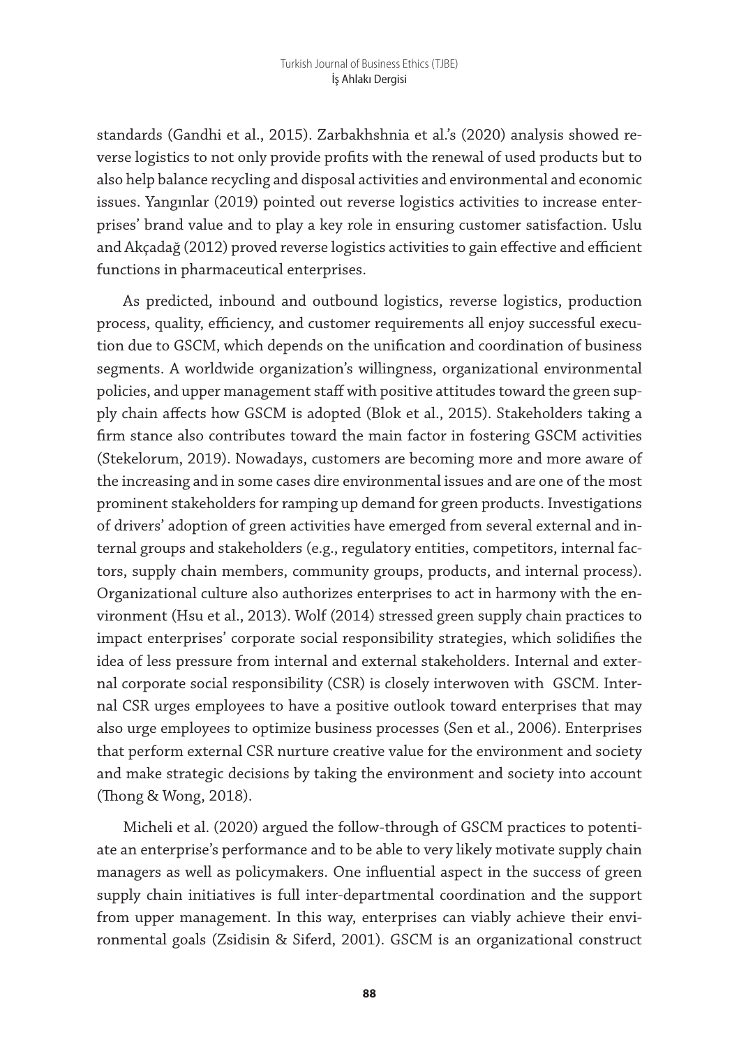standards (Gandhi et al., 2015). Zarbakhshnia et al.'s (2020) analysis showed reverse logistics to not only provide profits with the renewal of used products but to also help balance recycling and disposal activities and environmental and economic issues. Yangınlar (2019) pointed out reverse logistics activities to increase enterprises' brand value and to play a key role in ensuring customer satisfaction. Uslu and Akçadağ (2012) proved reverse logistics activities to gain effective and efficient functions in pharmaceutical enterprises.

As predicted, inbound and outbound logistics, reverse logistics, production process, quality, efficiency, and customer requirements all enjoy successful execution due to GSCM, which depends on the unification and coordination of business segments. A worldwide organization's willingness, organizational environmental policies, and upper management staff with positive attitudes toward the green supply chain affects how GSCM is adopted (Blok et al., 2015). Stakeholders taking a firm stance also contributes toward the main factor in fostering GSCM activities (Stekelorum, 2019). Nowadays, customers are becoming more and more aware of the increasing and in some cases dire environmental issues and are one of the most prominent stakeholders for ramping up demand for green products. Investigations of drivers' adoption of green activities have emerged from several external and internal groups and stakeholders (e.g., regulatory entities, competitors, internal factors, supply chain members, community groups, products, and internal process). Organizational culture also authorizes enterprises to act in harmony with the environment (Hsu et al., 2013). Wolf (2014) stressed green supply chain practices to impact enterprises' corporate social responsibility strategies, which solidifies the idea of less pressure from internal and external stakeholders. Internal and external corporate social responsibility (CSR) is closely interwoven with GSCM. Internal CSR urges employees to have a positive outlook toward enterprises that may also urge employees to optimize business processes (Sen et al., 2006). Enterprises that perform external CSR nurture creative value for the environment and society and make strategic decisions by taking the environment and society into account (Thong & Wong, 2018).

Micheli et al. (2020) argued the follow-through of GSCM practices to potentiate an enterprise's performance and to be able to very likely motivate supply chain managers as well as policymakers. One influential aspect in the success of green supply chain initiatives is full inter-departmental coordination and the support from upper management. In this way, enterprises can viably achieve their environmental goals (Zsidisin & Siferd, 2001). GSCM is an organizational construct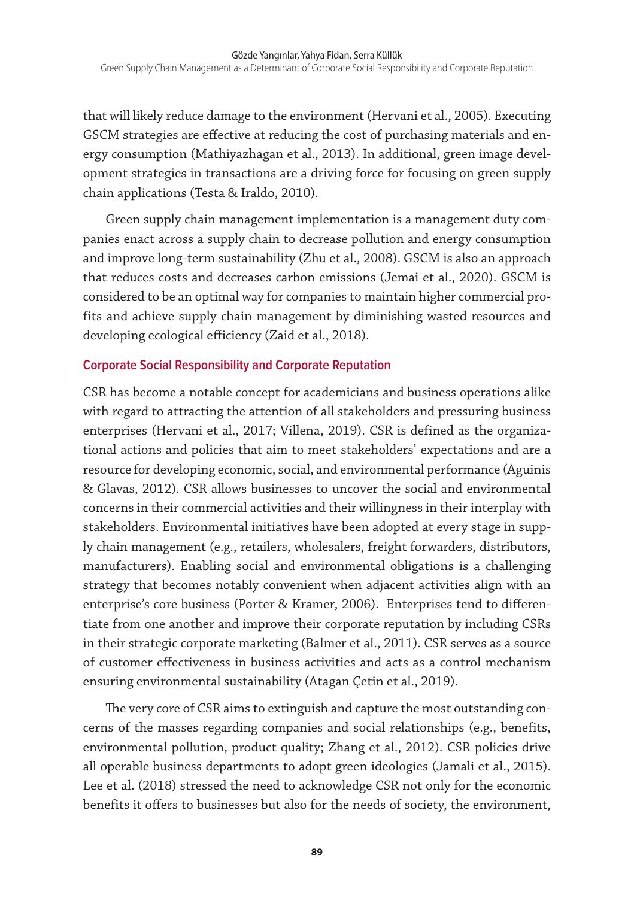that will likely reduce damage to the environment (Hervani et al., 2005). Executing GSCM strategies are effective at reducing the cost of purchasing materials and energy consumption (Mathiyazhagan et al., 2013). In additional, green image development strategies in transactions are a driving force for focusing on green supply chain applications (Testa & Iraldo, 2010).

Green supply chain management implementation is a management duty companies enact across a supply chain to decrease pollution and energy consumption and improve long-term sustainability (Zhu et al., 2008). GSCM is also an approach that reduces costs and decreases carbon emissions (Jemai et al., 2020). GSCM is considered to be an optimal way for companies to maintain higher commercial profits and achieve supply chain management by diminishing wasted resources and developing ecological efficiency (Zaid et al., 2018).

### Corporate Social Responsibility and Corporate Reputation

CSR has become a notable concept for academicians and business operations alike with regard to attracting the attention of all stakeholders and pressuring business enterprises (Hervani et al., 2017; Villena, 2019). CSR is defined as the organizational actions and policies that aim to meet stakeholders' expectations and are a resource for developing economic, social, and environmental performance (Aguinis & Glavas, 2012). CSR allows businesses to uncover the social and environmental concerns in their commercial activities and their willingness in their interplay with stakeholders. Environmental initiatives have been adopted at every stage in supply chain management (e.g., retailers, wholesalers, freight forwarders, distributors, manufacturers). Enabling social and environmental obligations is a challenging strategy that becomes notably convenient when adjacent activities align with an enterprise's core business (Porter & Kramer, 2006). Enterprises tend to differentiate from one another and improve their corporate reputation by including CSRs in their strategic corporate marketing (Balmer et al., 2011). CSR serves as a source of customer effectiveness in business activities and acts as a control mechanism ensuring environmental sustainability (Atagan Çetin et al., 2019).

The very core of CSR aims to extinguish and capture the most outstanding concerns of the masses regarding companies and social relationships (e.g., benefits, environmental pollution, product quality; Zhang et al., 2012). CSR policies drive all operable business departments to adopt green ideologies (Jamali et al., 2015). Lee et al. (2018) stressed the need to acknowledge CSR not only for the economic benefits it offers to businesses but also for the needs of society, the environment,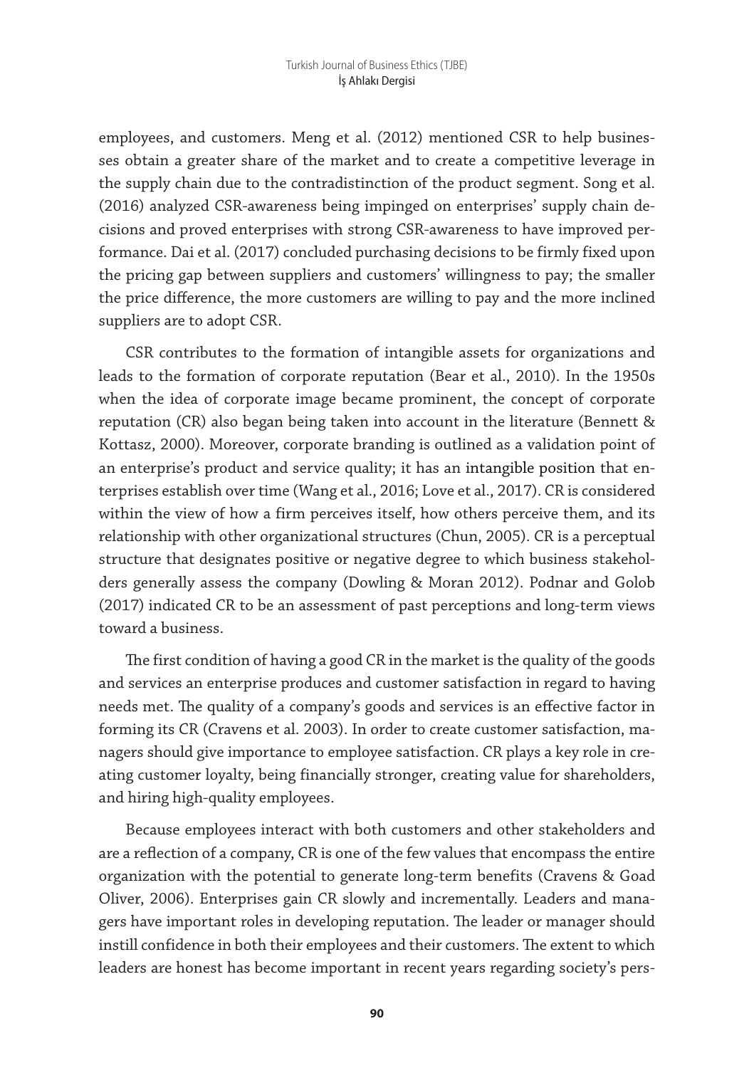employees, and customers. Meng et al. (2012) mentioned CSR to help businesses obtain a greater share of the market and to create a competitive leverage in the supply chain due to the contradistinction of the product segment. Song et al. (2016) analyzed CSR-awareness being impinged on enterprises' supply chain decisions and proved enterprises with strong CSR-awareness to have improved performance. Dai et al. (2017) concluded purchasing decisions to be firmly fixed upon the pricing gap between suppliers and customers' willingness to pay; the smaller the price difference, the more customers are willing to pay and the more inclined suppliers are to adopt CSR.

CSR contributes to the formation of intangible assets for organizations and leads to the formation of corporate reputation (Bear et al., 2010). In the 1950s when the idea of corporate image became prominent, the concept of corporate reputation (CR) also began being taken into account in the literature (Bennett & Kottasz, 2000). Moreover, corporate branding is outlined as a validation point of an enterprise's product and service quality; it has an intangible position that enterprises establish over time (Wang et al., 2016; Love et al., 2017). CR is considered within the view of how a firm perceives itself, how others perceive them, and its relationship with other organizational structures (Chun, 2005). CR is a perceptual structure that designates positive or negative degree to which business stakeholders generally assess the company (Dowling & Moran 2012). Podnar and Golob (2017) indicated CR to be an assessment of past perceptions and long-term views toward a business.

The first condition of having a good CR in the market is the quality of the goods and services an enterprise produces and customer satisfaction in regard to having needs met. The quality of a company's goods and services is an effective factor in forming its CR (Cravens et al. 2003). In order to create customer satisfaction, managers should give importance to employee satisfaction. CR plays a key role in creating customer loyalty, being financially stronger, creating value for shareholders, and hiring high-quality employees.

Because employees interact with both customers and other stakeholders and are a reflection of a company, CR is one of the few values that encompass the entire organization with the potential to generate long-term benefits (Cravens & Goad Oliver, 2006). Enterprises gain CR slowly and incrementally. Leaders and managers have important roles in developing reputation. The leader or manager should instill confidence in both their employees and their customers. The extent to which leaders are honest has become important in recent years regarding society's pers-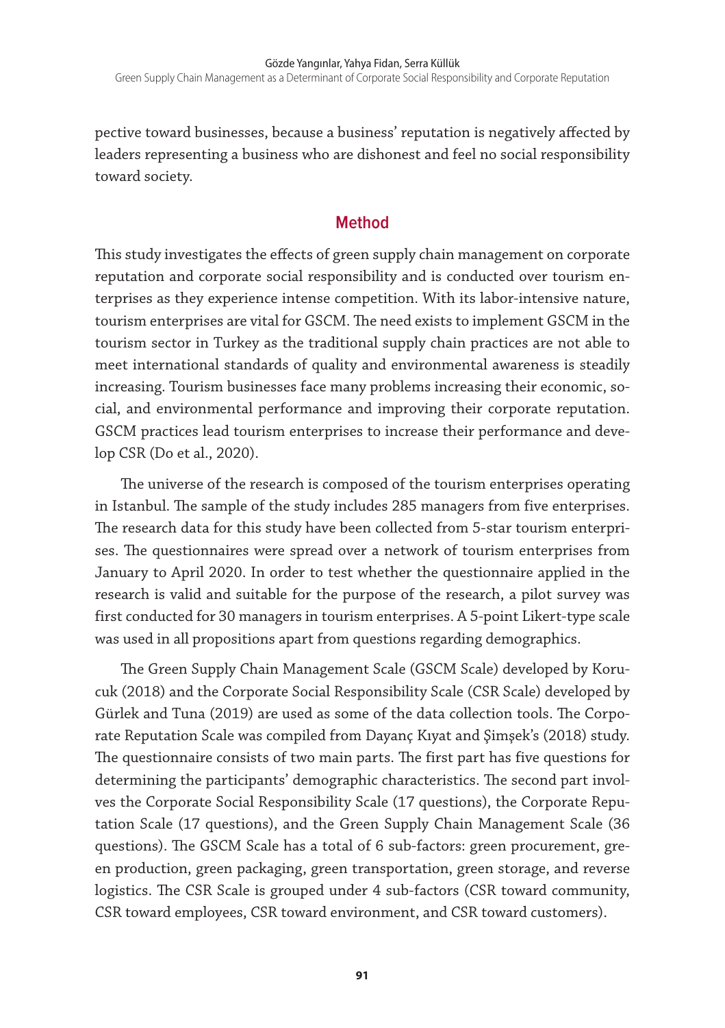pective toward businesses, because a business' reputation is negatively affected by leaders representing a business who are dishonest and feel no social responsibility toward society.

## Method

This study investigates the effects of green supply chain management on corporate reputation and corporate social responsibility and is conducted over tourism enterprises as they experience intense competition. With its labor-intensive nature, tourism enterprises are vital for GSCM. The need exists to implement GSCM in the tourism sector in Turkey as the traditional supply chain practices are not able to meet international standards of quality and environmental awareness is steadily increasing. Tourism businesses face many problems increasing their economic, social, and environmental performance and improving their corporate reputation. GSCM practices lead tourism enterprises to increase their performance and develop CSR (Do et al., 2020).

The universe of the research is composed of the tourism enterprises operating in Istanbul. The sample of the study includes 285 managers from five enterprises. The research data for this study have been collected from 5-star tourism enterprises. The questionnaires were spread over a network of tourism enterprises from January to April 2020. In order to test whether the questionnaire applied in the research is valid and suitable for the purpose of the research, a pilot survey was first conducted for 30 managers in tourism enterprises. A 5-point Likert-type scale was used in all propositions apart from questions regarding demographics.

The Green Supply Chain Management Scale (GSCM Scale) developed by Korucuk (2018) and the Corporate Social Responsibility Scale (CSR Scale) developed by Gürlek and Tuna (2019) are used as some of the data collection tools. The Corporate Reputation Scale was compiled from Dayanç Kıyat and Şimşek's (2018) study. The questionnaire consists of two main parts. The first part has five questions for determining the participants' demographic characteristics. The second part involves the Corporate Social Responsibility Scale (17 questions), the Corporate Reputation Scale (17 questions), and the Green Supply Chain Management Scale (36 questions). The GSCM Scale has a total of 6 sub-factors: green procurement, green production, green packaging, green transportation, green storage, and reverse logistics. The CSR Scale is grouped under 4 sub-factors (CSR toward community, CSR toward employees, CSR toward environment, and CSR toward customers).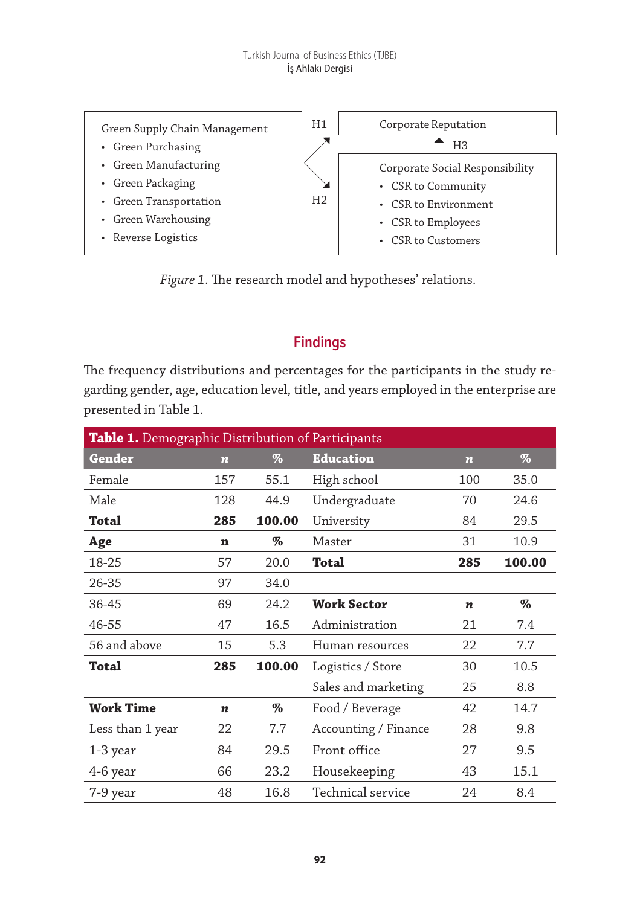Green Supply Chain Management

- Green Purchasing
- Green Manufacturing
- Green Packaging
- Green Transportation
- Green Warehousing
- Reverse Logistics

H1

H2

Corporate Reputation

H3

Corporate Social Responsibility

- CSR to Community
- CSR to Environment
- CSR to Employees
- CSR to Customers

*Figure 1*. The research model and hypotheses' relations.

## Findings

The frequency distributions and percentages for the participants in the study regarding gender, age, education level, title, and years employed in the enterprise are presented in Table 1.

**Table 1.** Demographic Distribution of Participants

| **Gender** | ***n*** | **%** | **Education** | ***n*** | **%** |
|---|---|---|---|---|---|
| Female | 157 | 55.1 | High school | 100 | 35.0 |
| Male | 128 | 44.9 | Undergraduate | 70 | 24.6 |
| **Total** | **285** | **100.00** | University | 84 | 29.5 |
| **Age** | **n** | **%** | Master | 31 | 10.9 |
| 18-25 | 57 | 20.0 | **Total** | **285** | **100.00** |
| 26-35 | 97 | 34.0 | | | |
| 36-45 | 69 | 24.2 | **Work Sector** | ***n*** | **%** |
| 46-55 | 47 | 16.5 | Administration | 21 | 7.4 |
| 56 and above | 15 | 5.3 | Human resources | 22 | 7.7 |
| **Total** | **285** | **100.00** | Logistics / Store | 30 | 10.5 |
| | | | Sales and marketing | 25 | 8.8 |
| **Work Time** | ***n*** | **%** | Food / Beverage | 42 | 14.7 |
| Less than 1 year | 22 | 7.7 | Accounting / Finance | 28 | 9.8 |
| 1-3 year | 84 | 29.5 | Front office | 27 | 9.5 |
| 4-6 year | 66 | 23.2 | Housekeeping | 43 | 15.1 |
| 7-9 year | 48 | 16.8 | Technical service | 24 | 8.4 |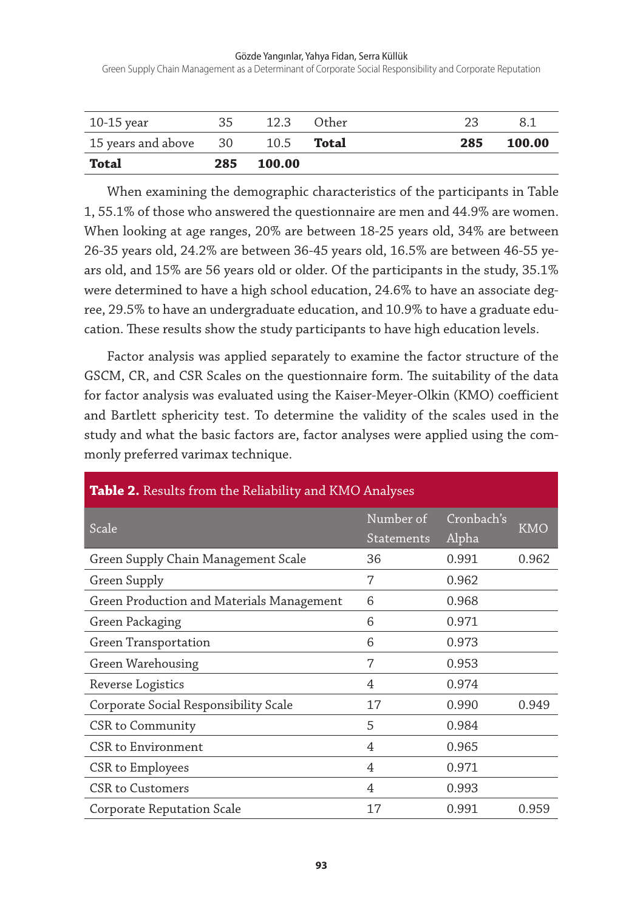| 10-15 year | 35 | 12.3 | Other | 23 | 8.1 |
|---|---|---|---|---|---|
| 15 years and above | 30 | 10.5 | **Total** | **285** | **100.00** |
| **Total** | **285** | **100.00** | | | |

When examining the demographic characteristics of the participants in Table 1, 55.1% of those who answered the questionnaire are men and 44.9% are women. When looking at age ranges, 20% are between 18-25 years old, 34% are between 26-35 years old, 24.2% are between 36-45 years old, 16.5% are between 46-55 years old, and 15% are 56 years old or older. Of the participants in the study, 35.1% were determined to have a high school education, 24.6% to have an associate degree, 29.5% to have an undergraduate education, and 10.9% to have a graduate education. These results show the study participants to have high education levels.

Factor analysis was applied separately to examine the factor structure of the GSCM, CR, and CSR Scales on the questionnaire form. The suitability of the data for factor analysis was evaluated using the Kaiser-Meyer-Olkin (KMO) coefficient and Bartlett sphericity test. To determine the validity of the scales used in the study and what the basic factors are, factor analyses were applied using the commonly preferred varimax technique.

**Table 2.** Results from the Reliability and KMO Analyses

| Scale | Number of Statements | Cronbach's Alpha | KMO |
|---|---|---|---|
| Green Supply Chain Management Scale | 36 | 0.991 | 0.962 |
| Green Supply | 7 | 0.962 | |
| Green Production and Materials Management | 6 | 0.968 | |
| Green Packaging | 6 | 0.971 | |
| Green Transportation | 6 | 0.973 | |
| Green Warehousing | 7 | 0.953 | |
| Reverse Logistics | 4 | 0.974 | |
| Corporate Social Responsibility Scale | 17 | 0.990 | 0.949 |
| CSR to Community | 5 | 0.984 | |
| CSR to Environment | 4 | 0.965 | |
| CSR to Employees | 4 | 0.971 | |
| CSR to Customers | 4 | 0.993 | |
| Corporate Reputation Scale | 17 | 0.991 | 0.959 |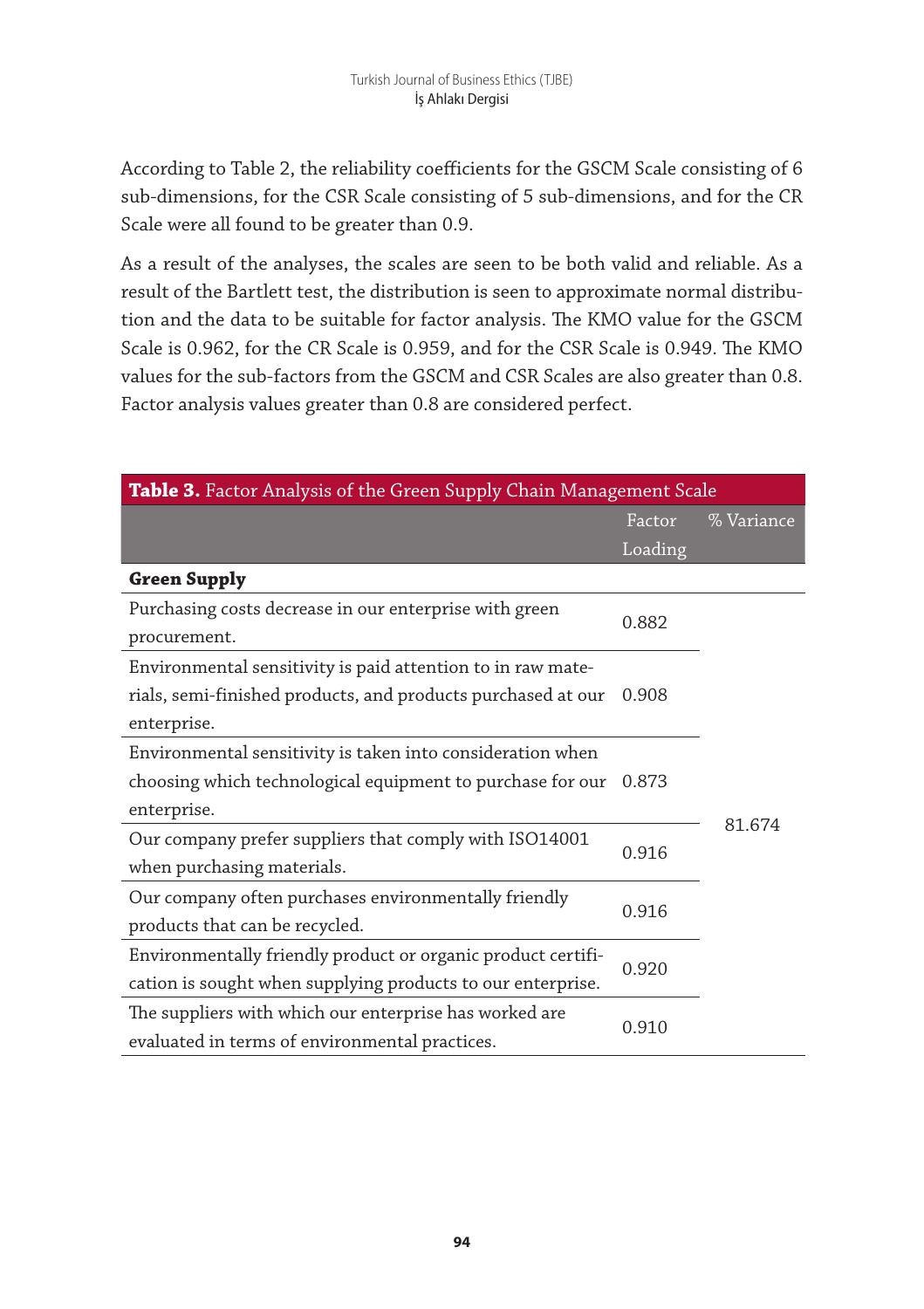According to Table 2, the reliability coefficients for the GSCM Scale consisting of 6 sub-dimensions, for the CSR Scale consisting of 5 sub-dimensions, and for the CR Scale were all found to be greater than 0.9.

As a result of the analyses, the scales are seen to be both valid and reliable. As a result of the Bartlett test, the distribution is seen to approximate normal distribution and the data to be suitable for factor analysis. The KMO value for the GSCM Scale is 0.962, for the CR Scale is 0.959, and for the CSR Scale is 0.949. The KMO values for the sub-factors from the GSCM and CSR Scales are also greater than 0.8. Factor analysis values greater than 0.8 are considered perfect.

**Table 3.** Factor Analysis of the Green Supply Chain Management Scale

| | Factor Loading | % Variance |
|---|---|---|
| **Green Supply** | | |
| Purchasing costs decrease in our enterprise with green procurement. | 0.882 | 81.674 |
| Environmental sensitivity is paid attention to in raw materials, semi-finished products, and products purchased at our enterprise. | 0.908 | |
| Environmental sensitivity is taken into consideration when choosing which technological equipment to purchase for our enterprise. | 0.873 | |
| Our company prefer suppliers that comply with ISO14001 when purchasing materials. | 0.916 | |
| Our company often purchases environmentally friendly products that can be recycled. | 0.916 | |
| Environmentally friendly product or organic product certification is sought when supplying products to our enterprise. | 0.920 | |
| The suppliers with which our enterprise has worked are evaluated in terms of environmental practices. | 0.910 | |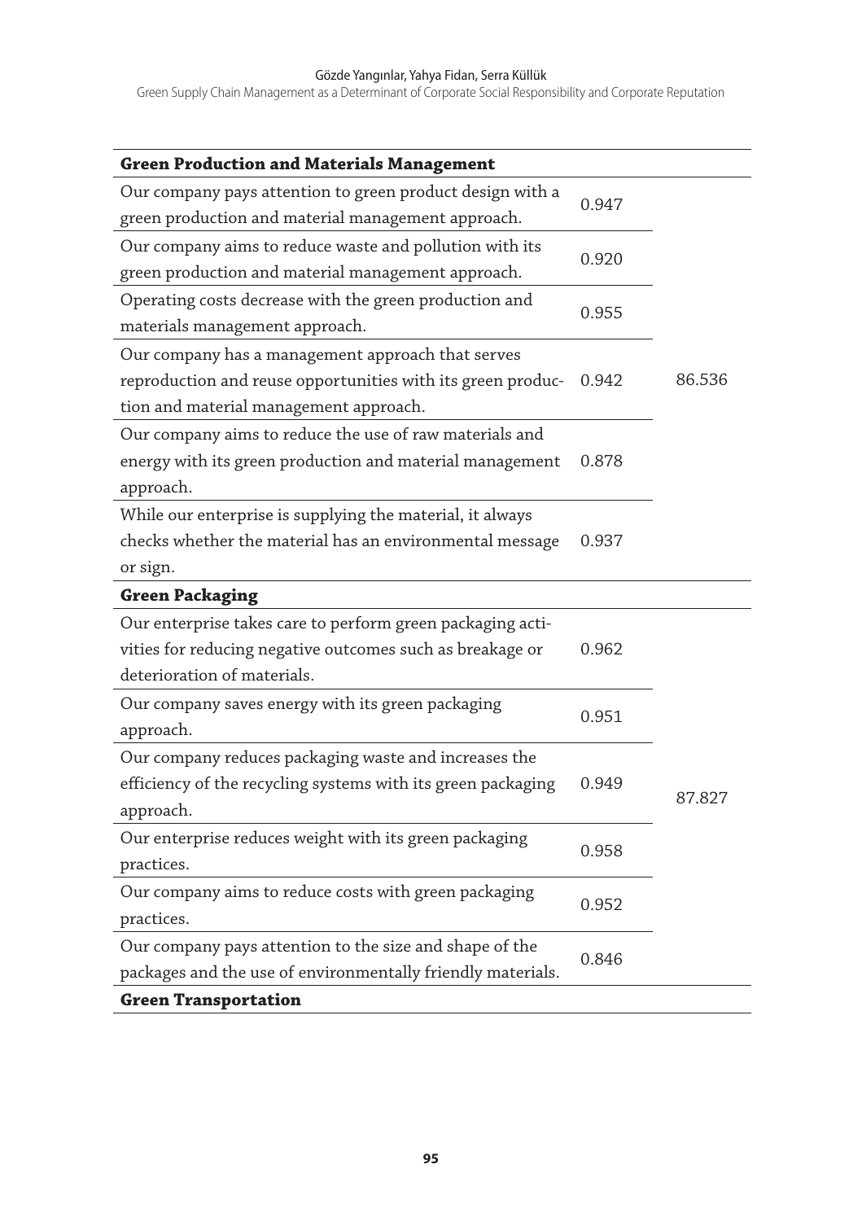| Green Production and Materials Management | | |
|---|---|---|
| Our company pays attention to green product design with a green production and material management approach. | 0.947 | 86.536 |
| Our company aims to reduce waste and pollution with its green production and material management approach. | 0.920 | |
| Operating costs decrease with the green production and materials management approach. | 0.955 | |
| Our company has a management approach that serves reproduction and reuse opportunities with its green production and material management approach. | 0.942 | |
| Our company aims to reduce the use of raw materials and energy with its green production and material management approach. | 0.878 | |
| While our enterprise is supplying the material, it always checks whether the material has an environmental message or sign. | 0.937 | |
| **Green Packaging** | | |
| Our enterprise takes care to perform green packaging activities for reducing negative outcomes such as breakage or deterioration of materials. | 0.962 | 87.827 |
| Our company saves energy with its green packaging approach. | 0.951 | |
| Our company reduces packaging waste and increases the efficiency of the recycling systems with its green packaging approach. | 0.949 | |
| Our enterprise reduces weight with its green packaging practices. | 0.958 | |
| Our company aims to reduce costs with green packaging practices. | 0.952 | |
| Our company pays attention to the size and shape of the packages and the use of environmentally friendly materials. | 0.846 | |
| **Green Transportation** | | |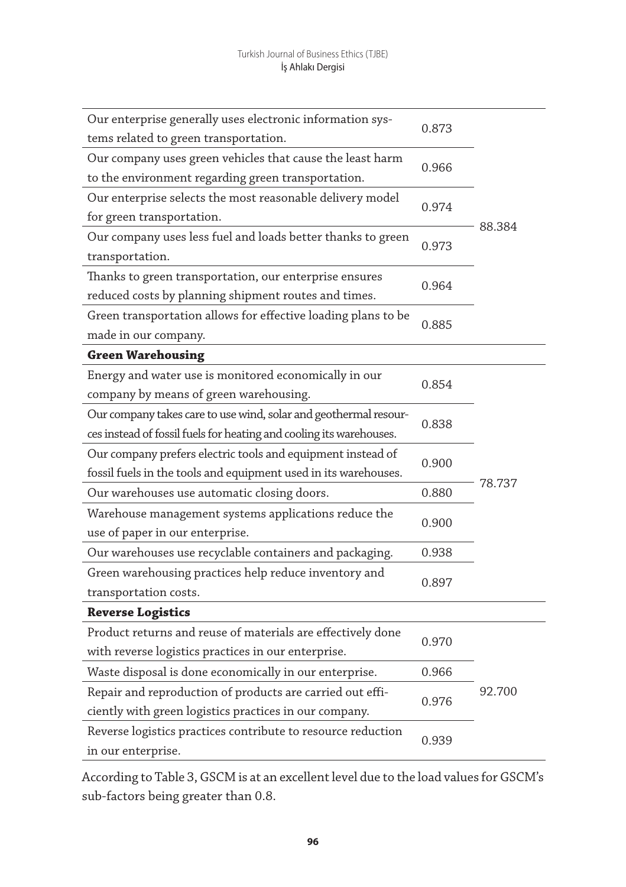| | | |
|---|---|---|
| Our enterprise generally uses electronic information systems related to green transportation. | 0.873 | 88.384 |
| Our company uses green vehicles that cause the least harm to the environment regarding green transportation. | 0.966 | |
| Our enterprise selects the most reasonable delivery model for green transportation. | 0.974 | |
| Our company uses less fuel and loads better thanks to green transportation. | 0.973 | |
| Thanks to green transportation, our enterprise ensures reduced costs by planning shipment routes and times. | 0.964 | |
| Green transportation allows for effective loading plans to be made in our company. | 0.885 | |
| **Green Warehousing** | | |
| Energy and water use is monitored economically in our company by means of green warehousing. | 0.854 | 78.737 |
| Our company takes care to use wind, solar and geothermal resources instead of fossil fuels for heating and cooling its warehouses. | 0.838 | |
| Our company prefers electric tools and equipment instead of fossil fuels in the tools and equipment used in its warehouses. | 0.900 | |
| Our warehouses use automatic closing doors. | 0.880 | |
| Warehouse management systems applications reduce the use of paper in our enterprise. | 0.900 | |
| Our warehouses use recyclable containers and packaging. | 0.938 | |
| Green warehousing practices help reduce inventory and transportation costs. | 0.897 | |
| **Reverse Logistics** | | |
| Product returns and reuse of materials are effectively done with reverse logistics practices in our enterprise. | 0.970 | 92.700 |
| Waste disposal is done economically in our enterprise. | 0.966 | |
| Repair and reproduction of products are carried out efficiently with green logistics practices in our company. | 0.976 | |
| Reverse logistics practices contribute to resource reduction in our enterprise. | 0.939 | |

According to Table 3, GSCM is at an excellent level due to the load values for GSCM's sub-factors being greater than 0.8.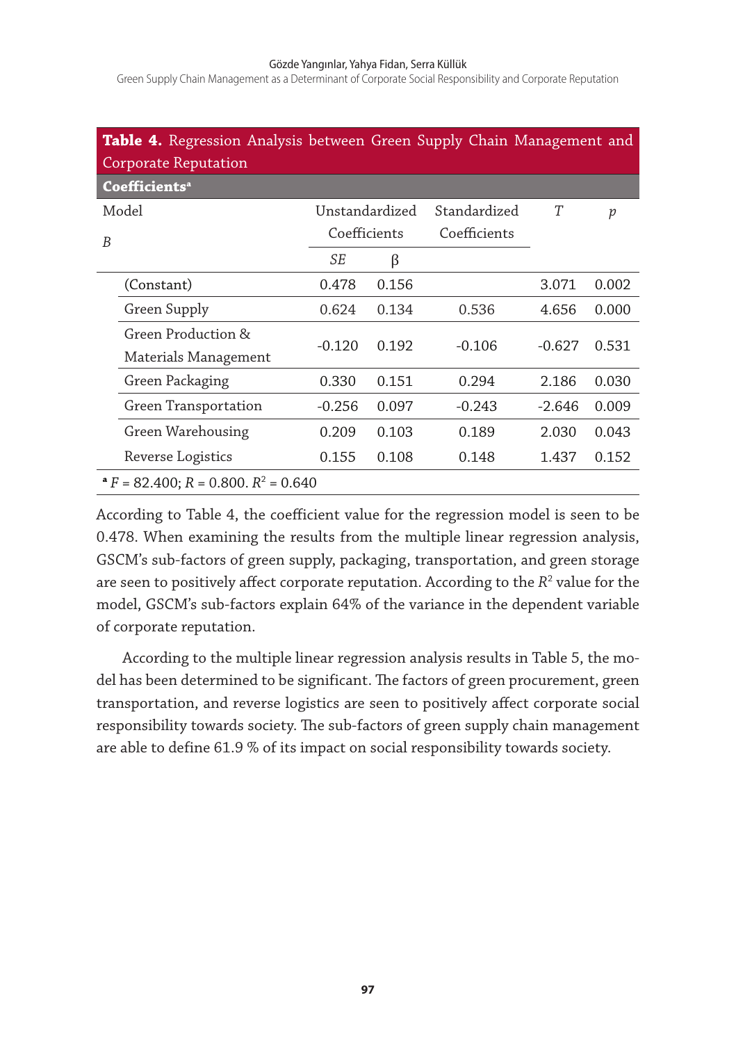**Table 4.** Regression Analysis between Green Supply Chain Management and Corporate Reputation

| **Coefficients**[a] | | | | | |
|---|---|---|---|---|---|
| Model *B* | Unstandardized Coefficients | | Standardized Coefficients | *T* | *p* |
| | *SE* | β | | | |
| (Constant) | 0.478 | 0.156 | | 3.071 | 0.002 |
| Green Supply | 0.624 | 0.134 | 0.536 | 4.656 | 0.000 |
| Green Production & Materials Management | -0.120 | 0.192 | -0.106 | -0.627 | 0.531 |
| Green Packaging | 0.330 | 0.151 | 0.294 | 2.186 | 0.030 |
| Green Transportation | -0.256 | 0.097 | -0.243 | -2.646 | 0.009 |
| Green Warehousing | 0.209 | 0.103 | 0.189 | 2.030 | 0.043 |
| Reverse Logistics | 0.155 | 0.108 | 0.148 | 1.437 | 0.152 |

[a] $F = 82.400$; $R = 0.800$. $R^2 = 0.640$

According to Table 4, the coefficient value for the regression model is seen to be 0.478. When examining the results from the multiple linear regression analysis, GSCM's sub-factors of green supply, packaging, transportation, and green storage are seen to positively affect corporate reputation. According to the $R^2$ value for the model, GSCM's sub-factors explain 64% of the variance in the dependent variable of corporate reputation.

According to the multiple linear regression analysis results in Table 5, the model has been determined to be significant. The factors of green procurement, green transportation, and reverse logistics are seen to positively affect corporate social responsibility towards society. The sub-factors of green supply chain management are able to define 61.9 % of its impact on social responsibility towards society.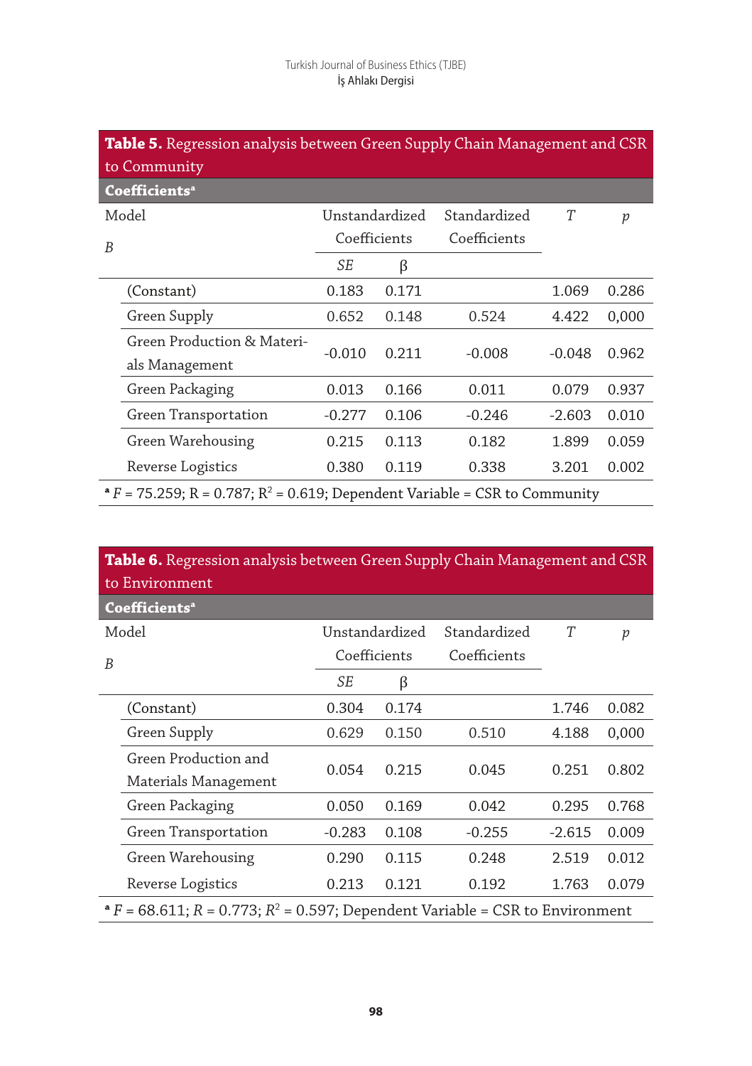**Table 5.** Regression analysis between Green Supply Chain Management and CSR to Community

| **Coefficients[a]** | | | | | |
|---|---|---|---|---|---|
| Model | Unstandardized Coefficients | | Standardized Coefficients | *T* | *p* |
| *B* | *SE* | β | | | |
| (Constant) | 0.183 | 0.171 | | 1.069 | 0.286 |
| Green Supply | 0.652 | 0.148 | 0.524 | 4.422 | 0,000 |
| Green Production & Materials Management | -0.010 | 0.211 | -0.008 | -0.048 | 0.962 |
| Green Packaging | 0.013 | 0.166 | 0.011 | 0.079 | 0.937 |
| Green Transportation | -0.277 | 0.106 | -0.246 | -2.603 | 0.010 |
| Green Warehousing | 0.215 | 0.113 | 0.182 | 1.899 | 0.059 |
| Reverse Logistics | 0.380 | 0.119 | 0.338 | 3.201 | 0.002 |

[a] $F$ = 75.259; R = 0.787; $R^2$ = 0.619; Dependent Variable = CSR to Community

**Table 6.** Regression analysis between Green Supply Chain Management and CSR to Environment

| **Coefficients[a]** | | | | | |
|---|---|---|---|---|---|
| Model | Unstandardized Coefficients | | Standardized Coefficients | *T* | *p* |
| *B* | *SE* | β | | | |
| (Constant) | 0.304 | 0.174 | | 1.746 | 0.082 |
| Green Supply | 0.629 | 0.150 | 0.510 | 4.188 | 0,000 |
| Green Production and Materials Management | 0.054 | 0.215 | 0.045 | 0.251 | 0.802 |
| Green Packaging | 0.050 | 0.169 | 0.042 | 0.295 | 0.768 |
| Green Transportation | -0.283 | 0.108 | -0.255 | -2.615 | 0.009 |
| Green Warehousing | 0.290 | 0.115 | 0.248 | 2.519 | 0.012 |
| Reverse Logistics | 0.213 | 0.121 | 0.192 | 1.763 | 0.079 |

[a] $F$ = 68.611; $R$ = 0.773; $R^2$ = 0.597; Dependent Variable = CSR to Environment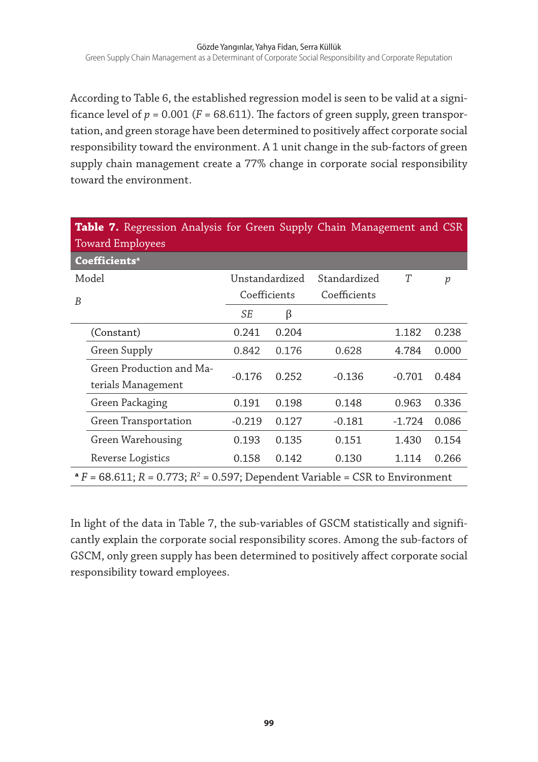According to Table 6, the established regression model is seen to be valid at a significance level of $p$ = 0.001 ($F$ = 68.611). The factors of green supply, green transportation, and green storage have been determined to positively affect corporate social responsibility toward the environment. A 1 unit change in the sub-factors of green supply chain management create a 77% change in corporate social responsibility toward the environment.

**Table 7.** Regression Analysis for Green Supply Chain Management and CSR Toward Employees

| **Coefficients**[a] | | | | | |
|---|---|---|---|---|---|
| Model | Unstandardized Coefficients | | Standardized Coefficients | *T* | *p* |
| *B* | *SE* | β | | | |
| (Constant) | 0.241 | 0.204 | | 1.182 | 0.238 |
| Green Supply | 0.842 | 0.176 | 0.628 | 4.784 | 0.000 |
| Green Production and Materials Management | -0.176 | 0.252 | -0.136 | -0.701 | 0.484 |
| Green Packaging | 0.191 | 0.198 | 0.148 | 0.963 | 0.336 |
| Green Transportation | -0.219 | 0.127 | -0.181 | -1.724 | 0.086 |
| Green Warehousing | 0.193 | 0.135 | 0.151 | 1.430 | 0.154 |
| Reverse Logistics | 0.158 | 0.142 | 0.130 | 1.114 | 0.266 |

[a] $F$ = 68.611; $R$ = 0.773; $R^2$ = 0.597; Dependent Variable = CSR to Environment

In light of the data in Table 7, the sub-variables of GSCM statistically and significantly explain the corporate social responsibility scores. Among the sub-factors of GSCM, only green supply has been determined to positively affect corporate social responsibility toward employees.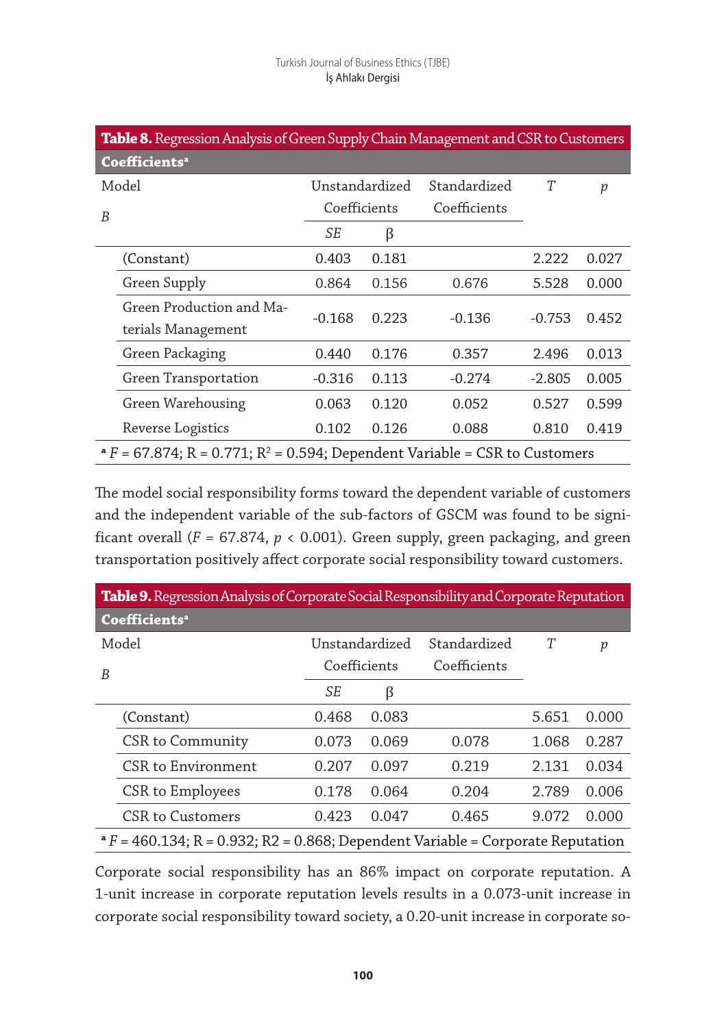**Table 8.** Regression Analysis of Green Supply Chain Management and CSR to Customers

| Coefficients[a] | | | | | |
|---|---|---|---|---|---|
| Model *B* | Unstandardized Coefficients | | Standardized Coefficients | *T* | *p* |
| | *SE* | β | | | |
| (Constant) | 0.403 | 0.181 | | 2.222 | 0.027 |
| Green Supply | 0.864 | 0.156 | 0.676 | 5.528 | 0.000 |
| Green Production and Materials Management | -0.168 | 0.223 | -0.136 | -0.753 | 0.452 |
| Green Packaging | 0.440 | 0.176 | 0.357 | 2.496 | 0.013 |
| Green Transportation | -0.316 | 0.113 | -0.274 | -2.805 | 0.005 |
| Green Warehousing | 0.063 | 0.120 | 0.052 | 0.527 | 0.599 |
| Reverse Logistics | 0.102 | 0.126 | 0.088 | 0.810 | 0.419 |

[a] $F = 67.874$; R = 0.771; $R^2 = 0.594$; Dependent Variable = CSR to Customers

The model social responsibility forms toward the dependent variable of customers and the independent variable of the sub-factors of GSCM was found to be significant overall ($F = 67.874$, $p < 0.001$). Green supply, green packaging, and green transportation positively affect corporate social responsibility toward customers.

**Table 9.** Regression Analysis of Corporate Social Responsibility and Corporate Reputation

| Coefficients[a] | | | | | |
|---|---|---|---|---|---|
| Model *B* | Unstandardized Coefficients | | Standardized Coefficients | *T* | *p* |
| | *SE* | β | | | |
| (Constant) | 0.468 | 0.083 | | 5.651 | 0.000 |
| CSR to Community | 0.073 | 0.069 | 0.078 | 1.068 | 0.287 |
| CSR to Environment | 0.207 | 0.097 | 0.219 | 2.131 | 0.034 |
| CSR to Employees | 0.178 | 0.064 | 0.204 | 2.789 | 0.006 |
| CSR to Customers | 0.423 | 0.047 | 0.465 | 9.072 | 0.000 |

[a] $F = 460.134$; R = 0.932; R2 = 0.868; Dependent Variable = Corporate Reputation

Corporate social responsibility has an 86% impact on corporate reputation. A 1-unit increase in corporate reputation levels results in a 0.073-unit increase in corporate social responsibility toward society, a 0.20-unit increase in corporate so-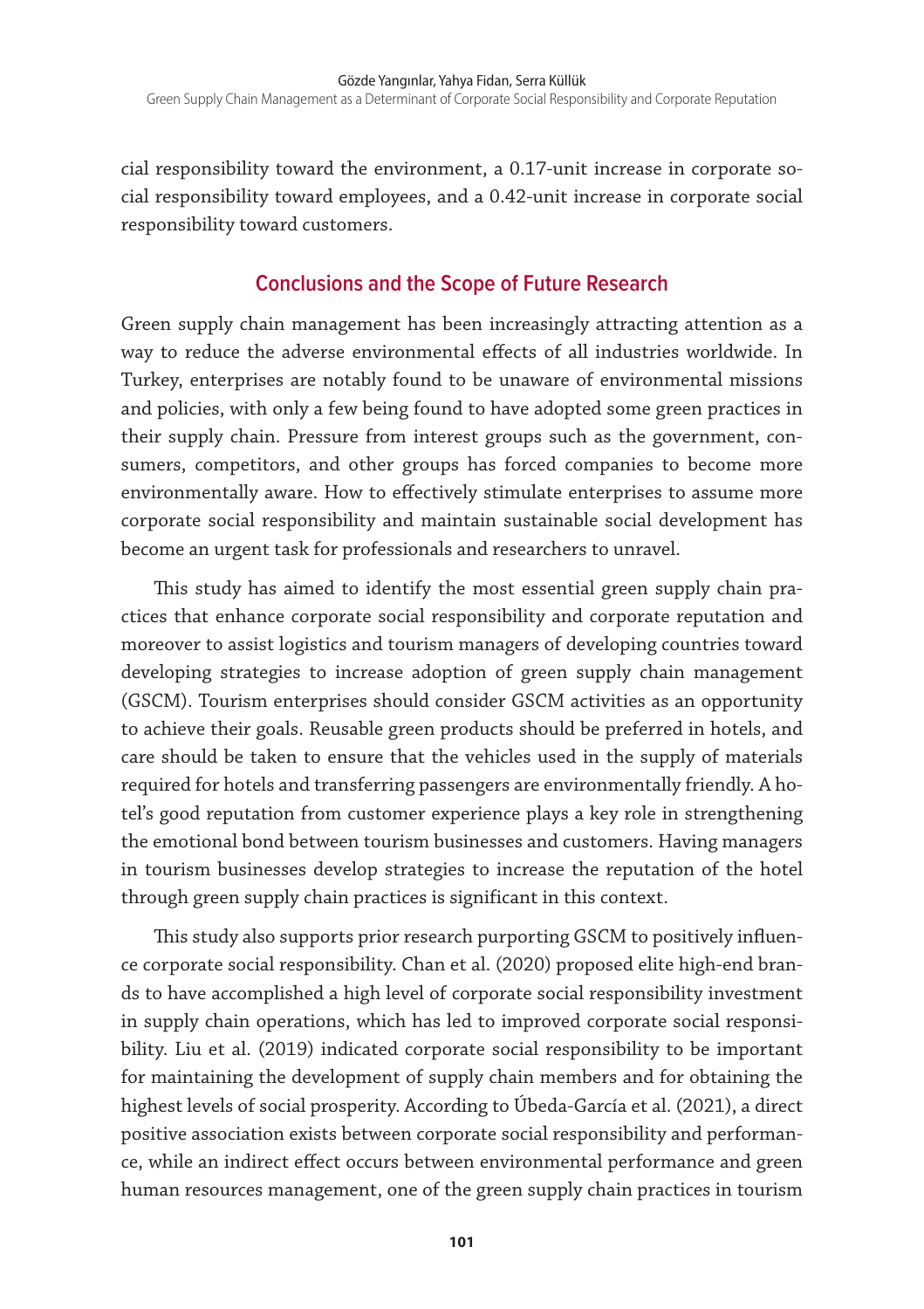cial responsibility toward the environment, a 0.17-unit increase in corporate social responsibility toward employees, and a 0.42-unit increase in corporate social responsibility toward customers.

## Conclusions and the Scope of Future Research

Green supply chain management has been increasingly attracting attention as a way to reduce the adverse environmental effects of all industries worldwide. In Turkey, enterprises are notably found to be unaware of environmental missions and policies, with only a few being found to have adopted some green practices in their supply chain. Pressure from interest groups such as the government, consumers, competitors, and other groups has forced companies to become more environmentally aware. How to effectively stimulate enterprises to assume more corporate social responsibility and maintain sustainable social development has become an urgent task for professionals and researchers to unravel.

This study has aimed to identify the most essential green supply chain practices that enhance corporate social responsibility and corporate reputation and moreover to assist logistics and tourism managers of developing countries toward developing strategies to increase adoption of green supply chain management (GSCM). Tourism enterprises should consider GSCM activities as an opportunity to achieve their goals. Reusable green products should be preferred in hotels, and care should be taken to ensure that the vehicles used in the supply of materials required for hotels and transferring passengers are environmentally friendly. A hotel's good reputation from customer experience plays a key role in strengthening the emotional bond between tourism businesses and customers. Having managers in tourism businesses develop strategies to increase the reputation of the hotel through green supply chain practices is significant in this context.

This study also supports prior research purporting GSCM to positively influence corporate social responsibility. Chan et al. (2020) proposed elite high-end brands to have accomplished a high level of corporate social responsibility investment in supply chain operations, which has led to improved corporate social responsibility. Liu et al. (2019) indicated corporate social responsibility to be important for maintaining the development of supply chain members and for obtaining the highest levels of social prosperity. According to Úbeda-García et al. (2021), a direct positive association exists between corporate social responsibility and performance, while an indirect effect occurs between environmental performance and green human resources management, one of the green supply chain practices in tourism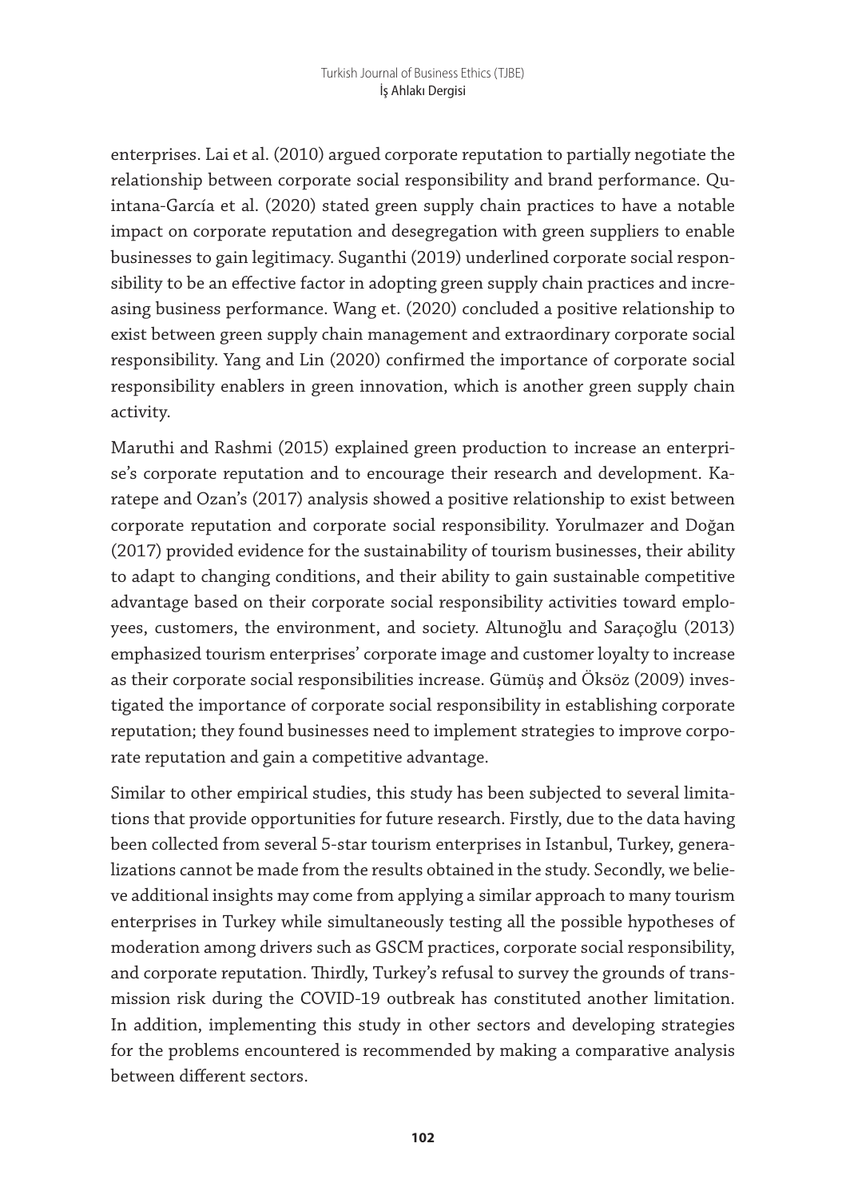enterprises. Lai et al. (2010) argued corporate reputation to partially negotiate the relationship between corporate social responsibility and brand performance. Quintana-García et al. (2020) stated green supply chain practices to have a notable impact on corporate reputation and desegregation with green suppliers to enable businesses to gain legitimacy. Suganthi (2019) underlined corporate social responsibility to be an effective factor in adopting green supply chain practices and increasing business performance. Wang et. (2020) concluded a positive relationship to exist between green supply chain management and extraordinary corporate social responsibility. Yang and Lin (2020) confirmed the importance of corporate social responsibility enablers in green innovation, which is another green supply chain activity.

Maruthi and Rashmi (2015) explained green production to increase an enterprise's corporate reputation and to encourage their research and development. Karatepe and Ozan's (2017) analysis showed a positive relationship to exist between corporate reputation and corporate social responsibility. Yorulmazer and Doğan (2017) provided evidence for the sustainability of tourism businesses, their ability to adapt to changing conditions, and their ability to gain sustainable competitive advantage based on their corporate social responsibility activities toward employees, customers, the environment, and society. Altunoğlu and Saraçoğlu (2013) emphasized tourism enterprises' corporate image and customer loyalty to increase as their corporate social responsibilities increase. Gümüş and Öksöz (2009) investigated the importance of corporate social responsibility in establishing corporate reputation; they found businesses need to implement strategies to improve corporate reputation and gain a competitive advantage.

Similar to other empirical studies, this study has been subjected to several limitations that provide opportunities for future research. Firstly, due to the data having been collected from several 5-star tourism enterprises in Istanbul, Turkey, generalizations cannot be made from the results obtained in the study. Secondly, we believe additional insights may come from applying a similar approach to many tourism enterprises in Turkey while simultaneously testing all the possible hypotheses of moderation among drivers such as GSCM practices, corporate social responsibility, and corporate reputation. Thirdly, Turkey's refusal to survey the grounds of transmission risk during the COVID-19 outbreak has constituted another limitation. In addition, implementing this study in other sectors and developing strategies for the problems encountered is recommended by making a comparative analysis between different sectors.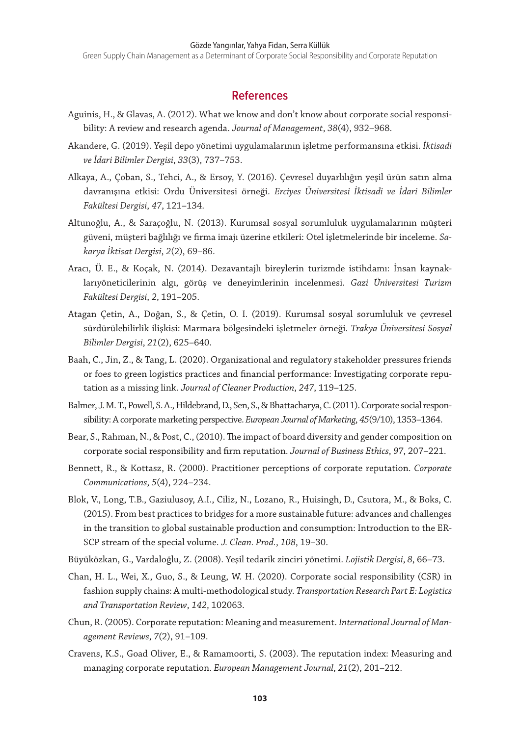## References

Aguinis, H., & Glavas, A. (2012). What we know and don't know about corporate social responsibility: A review and research agenda. *Journal of Management*, *38*(4), 932–968.

Akandere, G. (2019). Yeşil depo yönetimi uygulamalarının işletme performansına etkisi. *İktisadi ve İdari Bilimler Dergisi*, *33*(3), 737–753.

Alkaya, A., Çoban, S., Tehci, A., & Ersoy, Y. (2016). Çevresel duyarlılığın yeşil ürün satın alma davranışına etkisi: Ordu Üniversitesi örneği. *Erciyes Üniversitesi İktisadi ve İdari Bilimler Fakültesi Dergisi*, *47*, 121–134.

Altunoğlu, A., & Saraçoğlu, N. (2013). Kurumsal sosyal sorumluluk uygulamalarının müşteri güveni, müşteri bağlılığı ve firma imajı üzerine etkileri: Otel işletmelerinde bir inceleme. *Sakarya İktisat Dergisi*, *2*(2), 69–86.

Aracı, Ü. E., & Koçak, N. (2014). Dezavantajlı bireylerin turizmde istihdamı: İnsan kaynaklarıyöneticilerinin algı, görüş ve deneyimlerinin incelenmesi. *Gazi Üniversitesi Turizm Fakültesi Dergisi*, *2*, 191–205.

Atagan Çetin, A., Doğan, S., & Çetin, O. I. (2019). Kurumsal sosyal sorumluluk ve çevresel sürdürülebilirlik ilişkisi: Marmara bölgesindeki işletmeler örneği. *Trakya Üniversitesi Sosyal Bilimler Dergisi*, *21*(2), 625–640.

Baah, C., Jin, Z., & Tang, L. (2020). Organizational and regulatory stakeholder pressures friends or foes to green logistics practices and financial performance: Investigating corporate reputation as a missing link. *Journal of Cleaner Production*, *247*, 119–125.

Balmer, J. M. T., Powell, S. A., Hildebrand, D., Sen, S., & Bhattacharya, C. (2011). Corporate social responsibility: A corporate marketing perspective. *European Journal of Marketing*, *45*(9/10), 1353–1364.

Bear, S., Rahman, N., & Post, C., (2010). The impact of board diversity and gender composition on corporate social responsibility and firm reputation. *Journal of Business Ethics*, *97*, 207–221.

Bennett, R., & Kottasz, R. (2000). Practitioner perceptions of corporate reputation. *Corporate Communications*, *5*(4), 224–234.

Blok, V., Long, T.B., Gaziulusoy, A.I., Ciliz, N., Lozano, R., Huisingh, D., Csutora, M., & Boks, C. (2015). From best practices to bridges for a more sustainable future: advances and challenges in the transition to global sustainable production and consumption: Introduction to the ERSCP stream of the special volume. *J. Clean. Prod.*, *108*, 19–30.

Büyüközkan, G., Vardaloğlu, Z. (2008). Yeşil tedarik zinciri yönetimi. *Lojistik Dergisi*, *8*, 66–73.

Chan, H. L., Wei, X., Guo, S., & Leung, W. H. (2020). Corporate social responsibility (CSR) in fashion supply chains: A multi-methodological study. *Transportation Research Part E: Logistics and Transportation Review*, *142*, 102063.

Chun, R. (2005). Corporate reputation: Meaning and measurement. *International Journal of Management Reviews*, 7(2), 91–109.

Cravens, K.S., Goad Oliver, E., & Ramamoorti, S. (2003). The reputation index: Measuring and managing corporate reputation. *European Management Journal*, *21*(2), 201–212.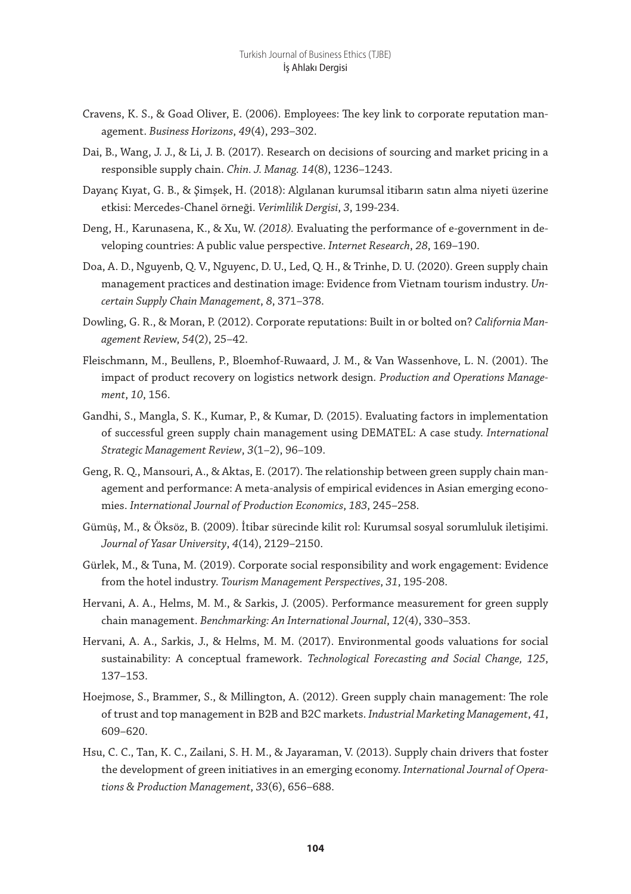Cravens, K. S., & Goad Oliver, E. (2006). Employees: The key link to corporate reputation management. *Business Horizons*, *49*(4), 293–302.

Dai, B., Wang, J. J., & Li, J. B. (2017). Research on decisions of sourcing and market pricing in a responsible supply chain. *Chin. J. Manag. 14*(8), 1236–1243.

Dayanç Kıyat, G. B., & Şimşek, H. (2018): Algılanan kurumsal itibarın satın alma niyeti üzerine etkisi: Mercedes-Chanel örneği. *Verimlilik Dergisi*, *3*, 199-234.

Deng, H., Karunasena, K., & Xu, W. *(2018).* Evaluating the performance of e-government in developing countries: A public value perspective. *Internet Research*, *28*, 169–190.

Doa, A. D., Nguyenb, Q. V., Nguyenc, D. U., Led, Q. H., & Trinhe, D. U. (2020). Green supply chain management practices and destination image: Evidence from Vietnam tourism industry. *Uncertain Supply Chain Management*, *8*, 371–378.

Dowling, G. R., & Moran, P. (2012). Corporate reputations: Built in or bolted on? *California Management Revi*ew, *54*(2), 25–42.

Fleischmann, M., Beullens, P., Bloemhof-Ruwaard, J. M., & Van Wassenhove, L. N. (2001). The impact of product recovery on logistics network design. *Production and Operations Management*, *10*, 156.

Gandhi, S., Mangla, S. K., Kumar, P., & Kumar, D. (2015). Evaluating factors in implementation of successful green supply chain management using DEMATEL: A case study. *International Strategic Management Review*, *3*(1–2), 96–109.

Geng, R. Q., Mansouri, A., & Aktas, E. (2017). The relationship between green supply chain management and performance: A meta-analysis of empirical evidences in Asian emerging economies. *International Journal of Production Economics*, *183*, 245–258.

Gümüş, M., & Öksöz, B. (2009). İtibar sürecinde kilit rol: Kurumsal sosyal sorumluluk iletişimi. *Journal of Yasar University*, *4*(14), 2129–2150.

Gürlek, M., & Tuna, M. (2019). Corporate social responsibility and work engagement: Evidence from the hotel industry. *Tourism Management Perspectives*, *31*, 195-208.

Hervani, A. A., Helms, M. M., & Sarkis, J. (2005). Performance measurement for green supply chain management. *Benchmarking: An International Journal*, *12*(4), 330–353.

Hervani, A. A., Sarkis, J., & Helms, M. M. (2017). Environmental goods valuations for social sustainability: A conceptual framework. *Technological Forecasting and Social Change, 125*, 137–153.

Hoejmose, S., Brammer, S., & Millington, A. (2012). Green supply chain management: The role of trust and top management in B2B and B2C markets. *Industrial Marketing Management*, *41*, 609–620.

Hsu, C. C., Tan, K. C., Zailani, S. H. M., & Jayaraman, V. (2013). Supply chain drivers that foster the development of green initiatives in an emerging economy. *International Journal of Operations & Production Management*, *33*(6), 656–688.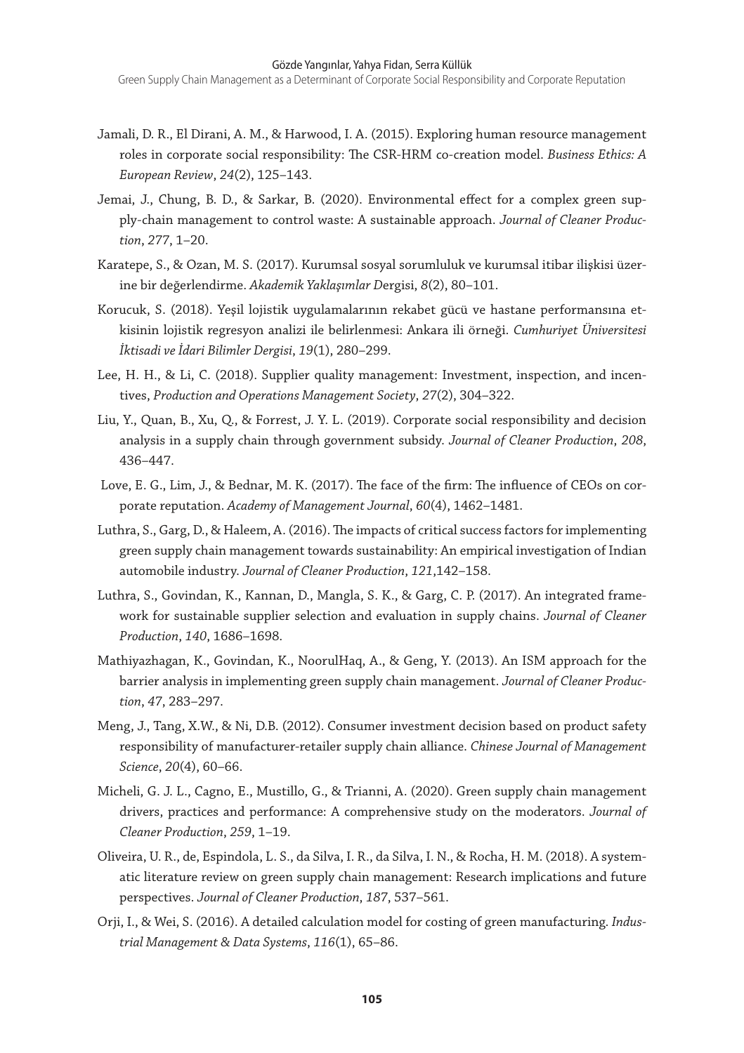Jamali, D. R., El Dirani, A. M., & Harwood, I. A. (2015). Exploring human resource management roles in corporate social responsibility: The CSR-HRM co-creation model. *Business Ethics: A European Review*, *24*(2), 125–143.

Jemai, J., Chung, B. D., & Sarkar, B. (2020). Environmental effect for a complex green supply-chain management to control waste: A sustainable approach. *Journal of Cleaner Production*, *277*, 1–20.

Karatepe, S., & Ozan, M. S. (2017). Kurumsal sosyal sorumluluk ve kurumsal itibar ilişkisi üzerine bir değerlendirme. *Akademik Yaklaşımlar D*ergisi, *8*(2), 80–101.

Korucuk, S. (2018). Yeşil lojistik uygulamalarının rekabet gücü ve hastane performansına etkisinin lojistik regresyon analizi ile belirlenmesi: Ankara ili örneği. *Cumhuriyet Üniversitesi İktisadi ve İdari Bilimler Dergisi*, *19*(1), 280–299.

Lee, H. H., & Li, C. (2018). Supplier quality management: Investment, inspection, and incentives, *Production and Operations Management Society*, *27*(2), 304–322.

Liu, Y., Quan, B., Xu, Q., & Forrest, J. Y. L. (2019). Corporate social responsibility and decision analysis in a supply chain through government subsidy. *Journal of Cleaner Production*, *208*, 436–447.

Love, E. G., Lim, J., & Bednar, M. K. (2017). The face of the firm: The influence of CEOs on corporate reputation. *Academy of Management Journal*, *60*(4), 1462–1481.

Luthra, S., Garg, D., & Haleem, A. (2016). The impacts of critical success factors for implementing green supply chain management towards sustainability: An empirical investigation of Indian automobile industry. *Journal of Cleaner Production*, *121*,142–158.

Luthra, S., Govindan, K., Kannan, D., Mangla, S. K., & Garg, C. P. (2017). An integrated framework for sustainable supplier selection and evaluation in supply chains. *Journal of Cleaner Production, 140*, 1686–1698.

Mathiyazhagan, K., Govindan, K., NoorulHaq, A., & Geng, Y. (2013). An ISM approach for the barrier analysis in implementing green supply chain management. *Journal of Cleaner Production*, *47*, 283–297.

Meng, J., Tang, X.W., & Ni, D.B. (2012). Consumer investment decision based on product safety responsibility of manufacturer-retailer supply chain alliance. *Chinese Journal of Management Science*, *20*(4), 60–66.

Micheli, G. J. L., Cagno, E., Mustillo, G., & Trianni, A. (2020). Green supply chain management drivers, practices and performance: A comprehensive study on the moderators. *Journal of Cleaner Production*, *259*, 1–19.

Oliveira, U. R., de, Espindola, L. S., da Silva, I. R., da Silva, I. N., & Rocha, H. M. (2018). A systematic literature review on green supply chain management: Research implications and future perspectives. *Journal of Cleaner Production*, *187*, 537–561.

Orji, I., & Wei, S. (2016). A detailed calculation model for costing of green manufacturing. *Industrial Management & Data Systems*, *116*(1), 65–86.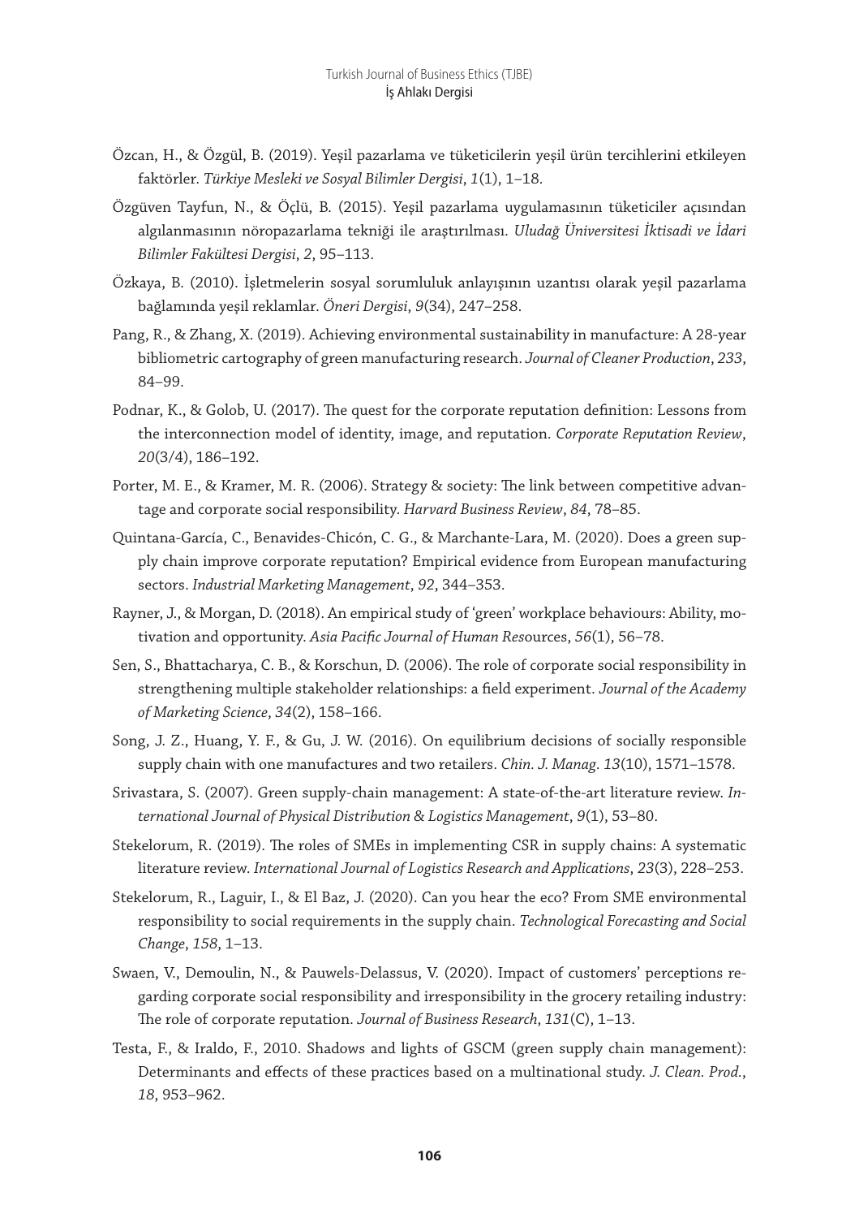Özcan, H., & Özgül, B. (2019). Yeşil pazarlama ve tüketicilerin yeşil ürün tercihlerini etkileyen faktörler. *Türkiye Mesleki ve Sosyal Bilimler Dergisi*, *1*(1), 1–18.

Özgüven Tayfun, N., & Öçlü, B. (2015). Yeşil pazarlama uygulamasının tüketiciler açısından algılanmasının nöropazarlama tekniği ile araştırılması. *Uludağ Üniversitesi İktisadi ve İdari Bilimler Fakültesi Dergisi*, *2*, 95–113.

Özkaya, B. (2010). İşletmelerin sosyal sorumluluk anlayışının uzantısı olarak yeşil pazarlama bağlamında yeşil reklamlar. *Öneri Dergisi*, *9*(34), 247–258.

Pang, R., & Zhang, X. (2019). Achieving environmental sustainability in manufacture: A 28-year bibliometric cartography of green manufacturing research. *Journal of Cleaner Production*, *233*, 84–99.

Podnar, K., & Golob, U. (2017). The quest for the corporate reputation definition: Lessons from the interconnection model of identity, image, and reputation. *Corporate Reputation Review*, *20*(3/4), 186–192.

Porter, M. E., & Kramer, M. R. (2006). Strategy & society: The link between competitive advantage and corporate social responsibility. *Harvard Business Review*, *84*, 78–85.

Quintana-García, C., Benavides-Chicón, C. G., & Marchante-Lara, M. (2020). Does a green supply chain improve corporate reputation? Empirical evidence from European manufacturing sectors. *Industrial Marketing Management*, *92*, 344–353.

Rayner, J., & Morgan, D. (2018). An empirical study of 'green' workplace behaviours: Ability, motivation and opportunity. *Asia Pacific Journal of Human Resources*, *56*(1), 56–78.

Sen, S., Bhattacharya, C. B., & Korschun, D. (2006). The role of corporate social responsibility in strengthening multiple stakeholder relationships: a field experiment. *Journal of the Academy of Marketing Science*, *34*(2), 158–166.

Song, J. Z., Huang, Y. F., & Gu, J. W. (2016). On equilibrium decisions of socially responsible supply chain with one manufactures and two retailers. *Chin. J. Manag*. *13*(10), 1571–1578.

Srivastara, S. (2007). Green supply-chain management: A state-of-the-art literature review. *International Journal of Physical Distribution & Logistics Management*, *9*(1), 53–80.

Stekelorum, R. (2019). The roles of SMEs in implementing CSR in supply chains: A systematic literature review. *International Journal of Logistics Research and Applications*, *23*(3), 228–253.

Stekelorum, R., Laguir, I., & El Baz, J. (2020). Can you hear the eco? From SME environmental responsibility to social requirements in the supply chain. *Technological Forecasting and Social Change*, *158*, 1–13.

Swaen, V., Demoulin, N., & Pauwels-Delassus, V. (2020). Impact of customers' perceptions regarding corporate social responsibility and irresponsibility in the grocery retailing industry: The role of corporate reputation. *Journal of Business Research*, *131*(C), 1–13.

Testa, F., & Iraldo, F., 2010. Shadows and lights of GSCM (green supply chain management): Determinants and effects of these practices based on a multinational study. *J. Clean. Prod.*, *18*, 953–962.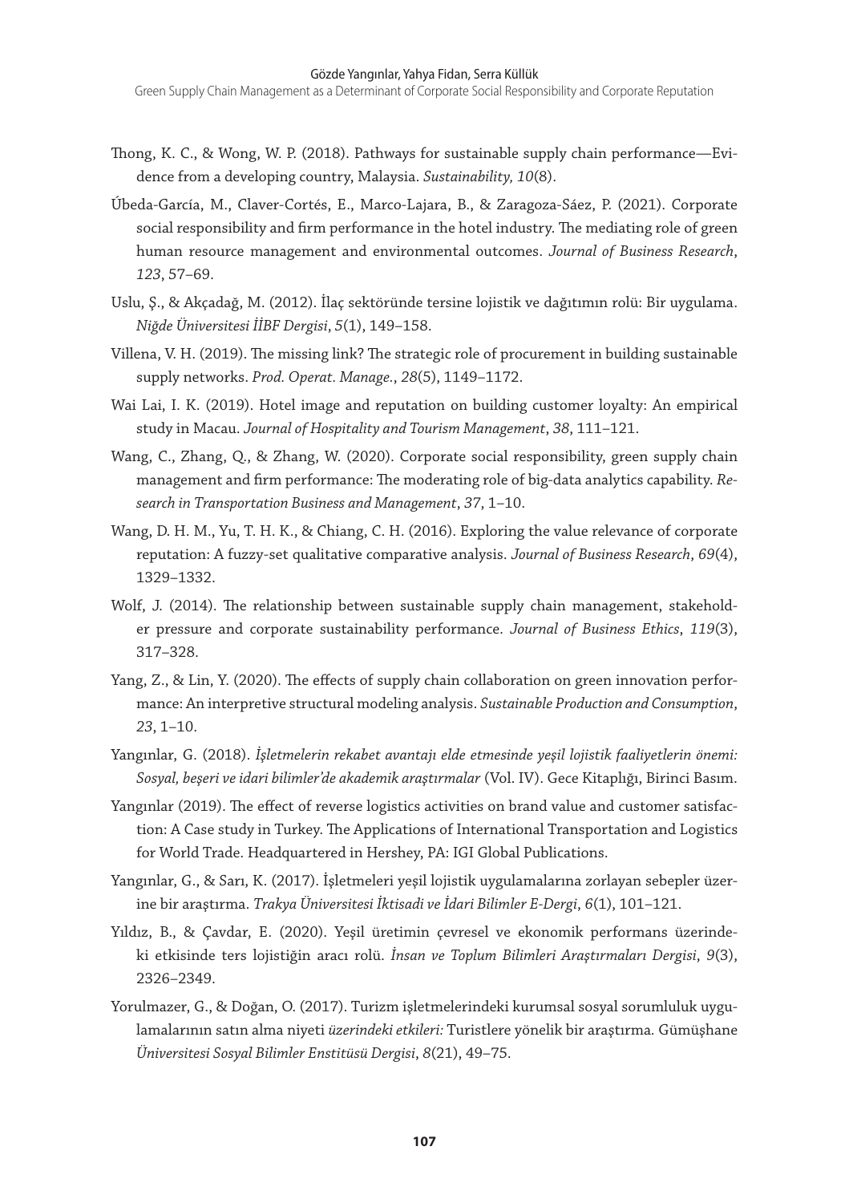Thong, K. C., & Wong, W. P. (2018). Pathways for sustainable supply chain performance—Evidence from a developing country, Malaysia. *Sustainability, 10*(8).

Úbeda-García, M., Claver-Cortés, E., Marco-Lajara, B., & Zaragoza-Sáez, P. (2021). Corporate social responsibility and firm performance in the hotel industry. The mediating role of green human resource management and environmental outcomes. *Journal of Business Research*, *123*, 57–69.

Uslu, Ş., & Akçadağ, M. (2012). İlaç sektöründe tersine lojistik ve dağıtımın rolü: Bir uygulama. *Niğde Üniversitesi İİBF Dergisi*, *5*(1), 149–158.

Villena, V. H. (2019). The missing link? The strategic role of procurement in building sustainable supply networks. *Prod. Operat. Manage.*, *28*(5), 1149–1172.

Wai Lai, I. K. (2019). Hotel image and reputation on building customer loyalty: An empirical study in Macau. *Journal of Hospitality and Tourism Management*, *38*, 111–121.

Wang, C., Zhang, Q., & Zhang, W. (2020). Corporate social responsibility, green supply chain management and firm performance: The moderating role of big-data analytics capability. *Research in Transportation Business and Management*, *37*, 1–10.

Wang, D. H. M., Yu, T. H. K., & Chiang, C. H. (2016). Exploring the value relevance of corporate reputation: A fuzzy-set qualitative comparative analysis. *Journal of Business Research*, *69*(4), 1329–1332.

Wolf, J. (2014). The relationship between sustainable supply chain management, stakeholder pressure and corporate sustainability performance. *Journal of Business Ethics*, *119*(3), 317–328.

Yang, Z., & Lin, Y. (2020). The effects of supply chain collaboration on green innovation performance: An interpretive structural modeling analysis. *Sustainable Production and Consumption*, *23*, 1–10.

Yangınlar, G. (2018). *İşletmelerin rekabet avantajı elde etmesinde yeşil lojistik faaliyetlerin önemi: Sosyal, beşeri ve idari bilimler'de akademik araştırmalar* (Vol. IV). Gece Kitaplığı, Birinci Basım.

Yangınlar (2019). The effect of reverse logistics activities on brand value and customer satisfaction: A Case study in Turkey. The Applications of International Transportation and Logistics for World Trade. Headquartered in Hershey, PA: IGI Global Publications.

Yangınlar, G., & Sarı, K. (2017). İşletmeleri yeşil lojistik uygulamalarına zorlayan sebepler üzerine bir araştırma. *Trakya Üniversitesi İktisadi ve İdari Bilimler E-Dergi*, *6*(1), 101–121.

Yıldız, B., & Çavdar, E. (2020). Yeşil üretimin çevresel ve ekonomik performans üzerindeki etkisinde ters lojistiğin aracı rolü. *İnsan ve Toplum Bilimleri Araştırmaları Dergisi*, *9*(3), 2326–2349.

Yorulmazer, G., & Doğan, O. (2017). Turizm işletmelerindeki kurumsal sosyal sorumluluk uygulamalarının satın alma niyeti *üzerindeki etkileri:* Turistlere yönelik bir araştırma. Gümüşhane *Üniversitesi Sosyal Bilimler Enstitüsü Dergisi*, *8*(21), 49–75.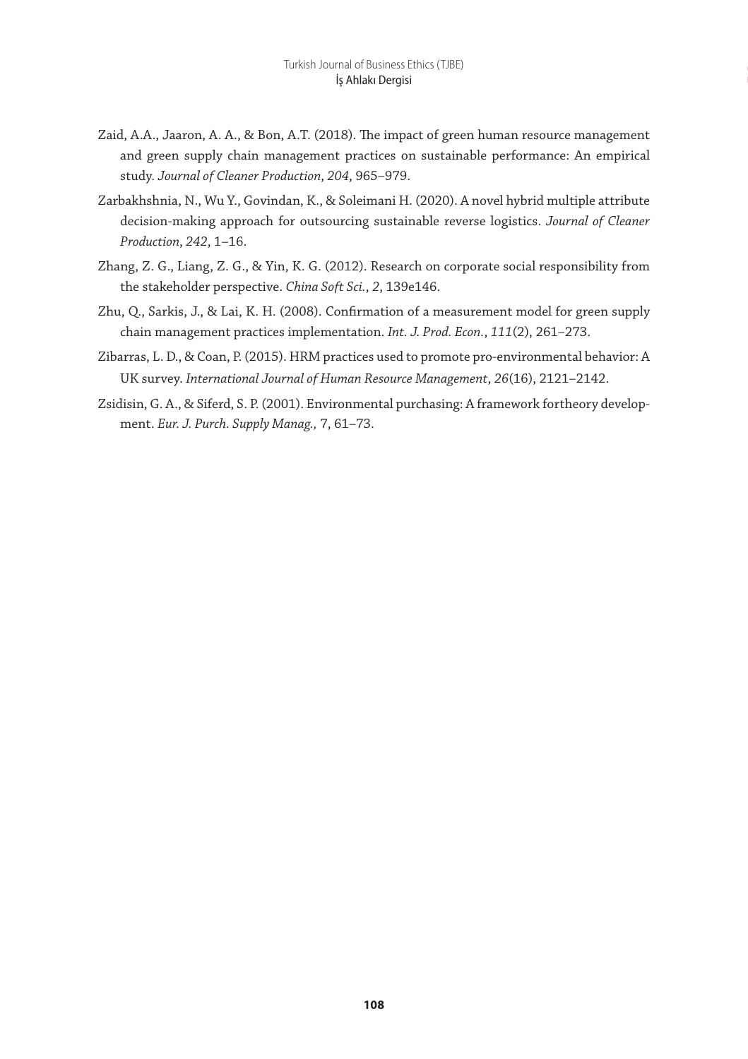Zaid, A.A., Jaaron, A. A., & Bon, A.T. (2018). The impact of green human resource management and green supply chain management practices on sustainable performance: An empirical study. *Journal of Cleaner Production*, *204*, 965–979.

Zarbakhshnia, N., Wu Y., Govindan, K., & Soleimani H. (2020). A novel hybrid multiple attribute decision-making approach for outsourcing sustainable reverse logistics. *Journal of Cleaner Production*, *242*, 1–16.

Zhang, Z. G., Liang, Z. G., & Yin, K. G. (2012). Research on corporate social responsibility from the stakeholder perspective. *China Soft Sci.*, *2*, 139e146.

Zhu, Q., Sarkis, J., & Lai, K. H. (2008). Confirmation of a measurement model for green supply chain management practices implementation. *Int. J. Prod. Econ.*, *111*(2), 261–273.

Zibarras, L. D., & Coan, P. (2015). HRM practices used to promote pro-environmental behavior: A UK survey. *International Journal of Human Resource Management*, *26*(16), 2121–2142.

Zsidisin, G. A., & Siferd, S. P. (2001). Environmental purchasing: A framework fortheory development. *Eur. J. Purch. Supply Manag.,* 7, 61–73.